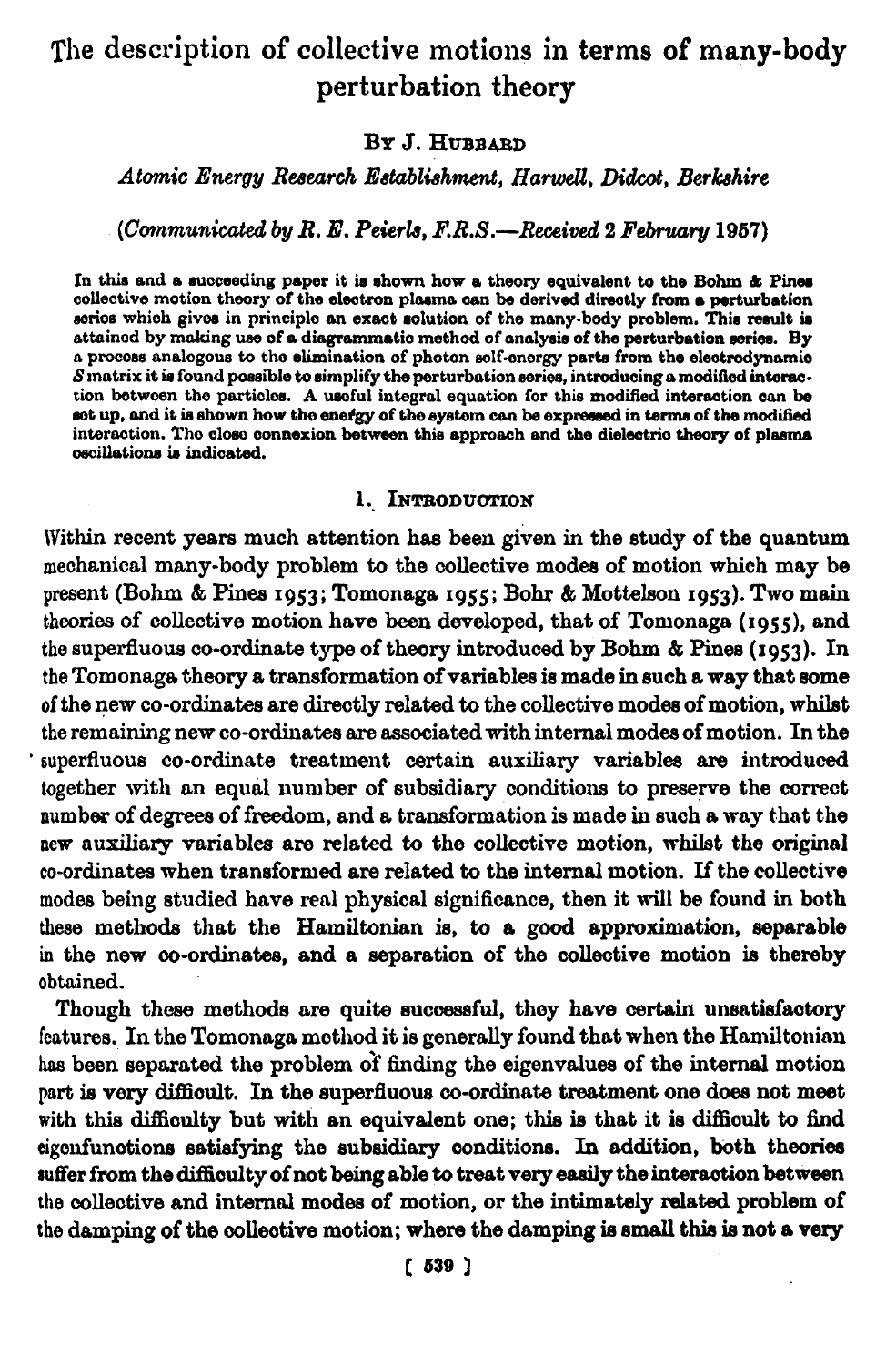# The description of collective motions in terms of many-body perturbation theory

By J. Hubbard

*Atomic Energy Research Establishment, Harwell, Didcot, Berkshire*

(*Communicated by R. E. Peierls, F.R.S.—Received 2 February 1957*)

**In this and a succeeding paper it is shown how a theory equivalent to the Bohm & Pines collective motion theory of the electron plasma can be derived directly from a perturbation series which gives in principle an exact solution of the many-body problem. This result is attained by making use of a diagrammatic method of analysis of the perturbation series. By a process analogous to the elimination of photon self-energy parts from the electrodynamic $S$ matrix it is found possible to simplify the perturbation series, introducing a modified interaction between the particles. A useful integral equation for this modified interaction can be set up, and it is shown how the energy of the system can be expressed in terms of the modified interaction. The close connexion between this approach and the dielectric theory of plasma oscillations is indicated.**

## 1. Introduction

Within recent years much attention has been given in the study of the quantum mechanical many-body problem to the collective modes of motion which may be present (Bohm & Pines 1953; Tomonaga 1955; Bohr & Mottelson 1953). Two main theories of collective motion have been developed, that of Tomonaga (1955), and the superfluous co-ordinate type of theory introduced by Bohm & Pines (1953). In the Tomonaga theory a transformation of variables is made in such a way that some of the new co-ordinates are directly related to the collective modes of motion, whilst the remaining new co-ordinates are associated with internal modes of motion. In the superfluous co-ordinate treatment certain auxiliary variables are introduced together with an equal number of subsidiary conditions to preserve the correct number of degrees of freedom, and a transformation is made in such a way that the new auxiliary variables are related to the collective motion, whilst the original co-ordinates when transformed are related to the internal motion. If the collective modes being studied have real physical significance, then it will be found in both these methods that the Hamiltonian is, to a good approximation, separable in the new co-ordinates, and a separation of the collective motion is thereby obtained.

Though these methods are quite successful, they have certain unsatisfactory features. In the Tomonaga method it is generally found that when the Hamiltonian has been separated the problem of finding the eigenvalues of the internal motion part is very difficult. In the superfluous co-ordinate treatment one does not meet with this difficulty but with an equivalent one; this is that it is difficult to find eigenfunctions satisfying the subsidiary conditions. In addition, both theories suffer from the difficulty of not being able to treat very easily the interaction between the collective and internal modes of motion, or the intimately related problem of the damping of the collective motion; where the damping is small this is not a very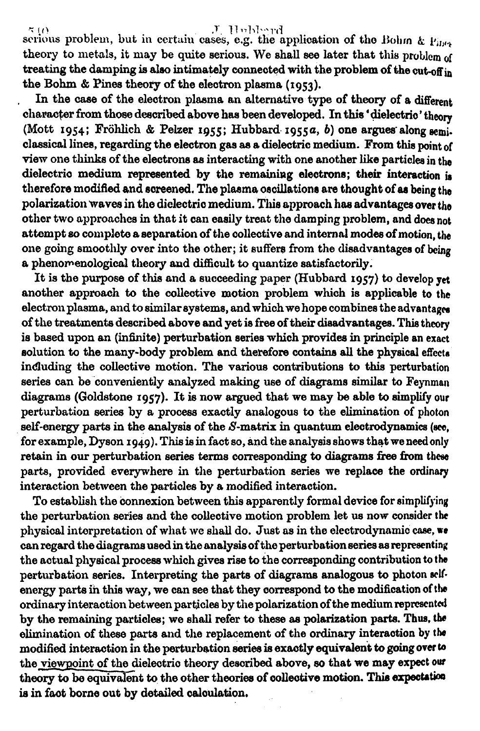serious problem, but in certain cases, e.g. the application of the Bohm & Pines theory to metals, it may be quite serious. We shall see later that this problem of treating the damping is also intimately connected with the problem of the cut-off in the Bohm & Pines theory of the electron plasma (1953).

In the case of the electron plasma an alternative type of theory of a different character from those described above has been developed. In this 'dielectric' theory (Mott 1954; Fröhlich & Pelzer 1955; Hubbard 1955*a*, *b*) one argues along semi-classical lines, regarding the electron gas as a dielectric medium. From this point of view one thinks of the electrons as interacting with one another like particles in the dielectric medium represented by the remaining electrons; their interaction is therefore modified and screened. The plasma oscillations are thought of as being the polarization waves in the dielectric medium. This approach has advantages over the other two approaches in that it can easily treat the damping problem, and does not attempt so complete a separation of the collective and internal modes of motion, the one going smoothly over into the other; it suffers from the disadvantages of being a phenomenological theory and difficult to quantize satisfactorily.

It is the purpose of this and a succeeding paper (Hubbard 1957) to develop yet another approach to the collective motion problem which is applicable to the electron plasma, and to similar systems, and which we hope combines the advantages of the treatments described above and yet is free of their disadvantages. This theory is based upon an (infinite) perturbation series which provides in principle an exact solution to the many-body problem and therefore contains all the physical effects including the collective motion. The various contributions to this perturbation series can be conveniently analyzed making use of diagrams similar to Feynman diagrams (Goldstone 1957). It is now argued that we may be able to simplify our perturbation series by a process exactly analogous to the elimination of photon self-energy parts in the analysis of the $S$-matrix in quantum electrodynamics (see, for example, Dyson 1949). This is in fact so, and the analysis shows that we need only retain in our perturbation series terms corresponding to diagrams free from these parts, provided everywhere in the perturbation series we replace the ordinary interaction between the particles by a modified interaction.

To establish the connexion between this apparently formal device for simplifying the perturbation series and the collective motion problem let us now consider the physical interpretation of what we shall do. Just as in the electrodynamic case, we can regard the diagrams used in the analysis of the perturbation series as representing the actual physical process which gives rise to the corresponding contribution to the perturbation series. Interpreting the parts of diagrams analogous to photon self-energy parts in this way, we can see that they correspond to the modification of the ordinary interaction between particles by the polarization of the medium represented by the remaining particles; we shall refer to these as polarization parts. Thus, the elimination of these parts and the replacement of the ordinary interaction by the modified interaction in the perturbation series is exactly equivalent to going over to the viewpoint of the dielectric theory described above, so that we may expect our theory to be equivalent to the other theories of collective motion. This expectation is in fact borne out by detailed calculation.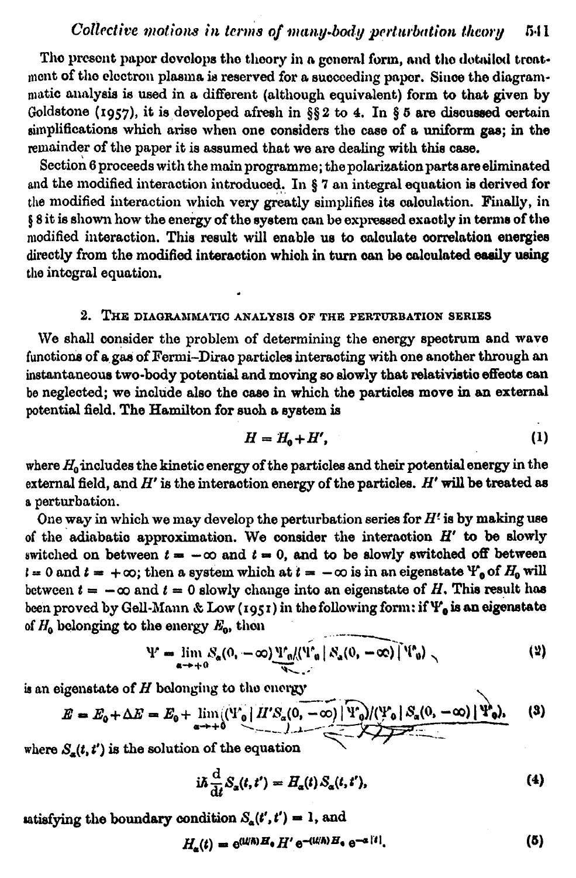The present paper develops the theory in a general form, and the detailed treatment of the electron plasma is reserved for a succeeding paper. Since the diagrammatic analysis is used in a different (although equivalent) form to that given by Goldstone (1957), it is developed afresh in §§ 2 to 4. In § 5 are discussed certain simplifications which arise when one considers the case of a uniform gas; in the remainder of the paper it is assumed that we are dealing with this case.

Section 6 proceeds with the main programme; the polarization parts are eliminated and the modified interaction introduced. In § 7 an integral equation is derived for the modified interaction which very greatly simplifies its calculation. Finally, in § 8 it is shown how the energy of the system can be expressed exactly in terms of the modified interaction. This result will enable us to calculate correlation energies directly from the modified interaction which in turn can be calculated easily using the integral equation.

## 2. The diagrammatic analysis of the perturbation series

We shall consider the problem of determining the energy spectrum and wave functions of a gas of Fermi–Dirac particles interacting with one another through an instantaneous two-body potential and moving so slowly that relativistic effects can be neglected; we include also the case in which the particles move in an external potential field. The Hamilton for such a system is

$$H = H_0 + H', \tag{1}$$

where $H_0$ includes the kinetic energy of the particles and their potential energy in the external field, and $H'$ is the interaction energy of the particles. $H'$ will be treated as a perturbation.

One way in which we may develop the perturbation series for $H'$ is by making use of the adiabatic approximation. We consider the interaction $H'$ to be slowly switched on between $t = -\infty$ and $t = 0$, and to be slowly switched off between $t = 0$ and $t = +\infty$; then a system which at $t = -\infty$ is in an eigenstate $\Psi_0$ of $H_0$ will between $t = -\infty$ and $t = 0$ slowly change into an eigenstate of $H$. This result has been proved by Gell-Mann & Low (1951) in the following form: if $\Psi_0$ is an eigenstate of $H_0$ belonging to the energy $E_0$, then

$$\Psi = \lim_{\alpha \to +0} S_\alpha(0, -\infty)\Psi_0 / (\Psi_0 \mid S_\alpha(0, -\infty) \mid \Psi_0) \tag{2}$$

is an eigenstate of $H$ belonging to the energy

$$E = E_0 + \Delta E = E_0 + \lim_{\alpha \to +0} (\Psi_0 \mid H' S_\alpha(0, -\infty) \mid \Psi_0)/(\Psi_0 \mid S_\alpha(0, -\infty) \mid \Psi_0), \tag{3}$$

where $S_\alpha(t, t')$ is the solution of the equation

$$i\hbar \frac{d}{dt} S_\alpha(t, t') = H_\alpha(t) S_\alpha(t, t'), \tag{4}$$

satisfying the boundary condition $S_\alpha(t', t') = 1$, and

$$H_\alpha(t) = e^{(it/\hbar)H_0} H' e^{-(it/\hbar)H_0} e^{-\alpha |t|}. \tag{5}$$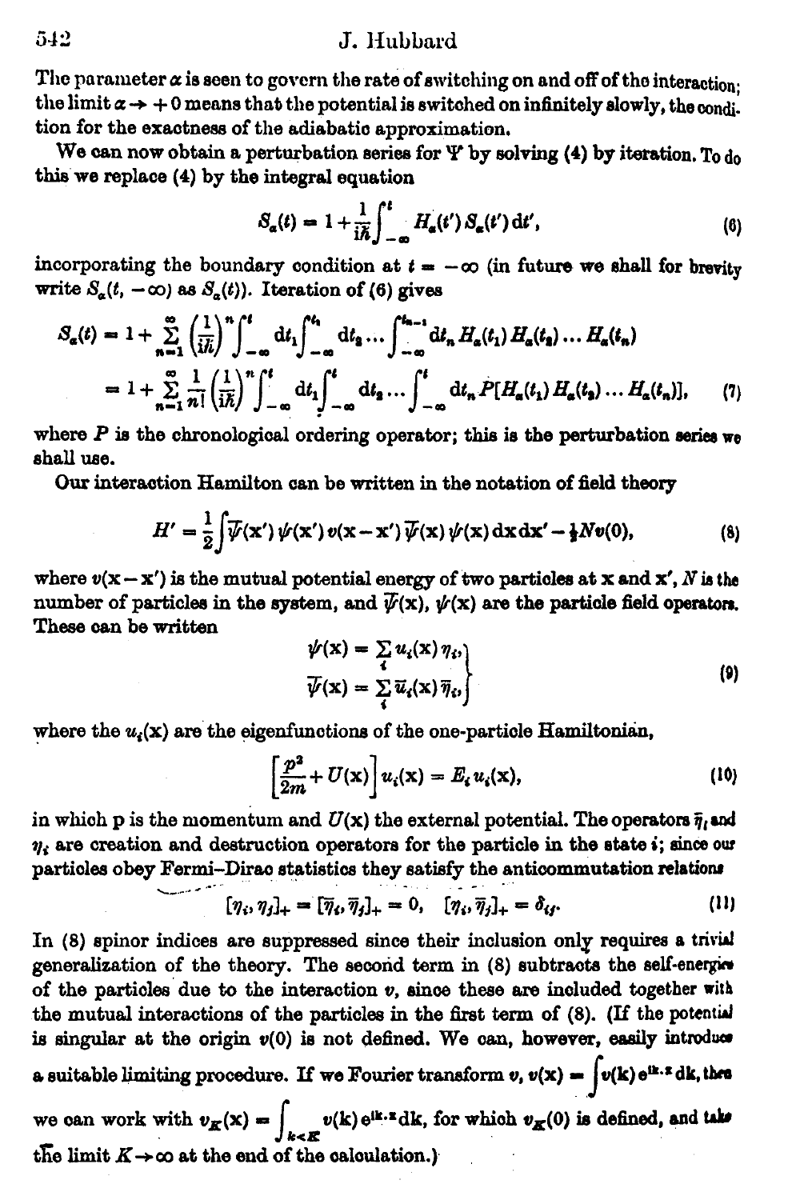The parameter $\alpha$ is seen to govern the rate of switching on and off of the interaction; the limit $\alpha \to +0$ means that the potential is switched on infinitely slowly, the condition for the exactness of the adiabatic approximation.

We can now obtain a perturbation series for $\Psi$ by solving (4) by iteration. To do this we replace (4) by the integral equation

$$S_\alpha(t) = 1 + \frac{1}{i\hbar}\int_{-\infty}^{t} H_\alpha(t')\, S_\alpha(t')\,dt', \tag{6}$$

incorporating the boundary condition at $t = -\infty$ (in future we shall for brevity write $S_\alpha(t, -\infty)$ as $S_\alpha(t)$). Iteration of (6) gives

$$\begin{aligned} S_\alpha(t) &= 1 + \sum_{n=1}^{\infty}\left(\frac{1}{i\hbar}\right)^n \int_{-\infty}^{t} dt_1 \int_{-\infty}^{t_1} dt_2 \ldots \int_{-\infty}^{t_{n-1}} dt_n\, H_\alpha(t_1)\, H_\alpha(t_2) \ldots H_\alpha(t_n) \\ &= 1 + \sum_{n=1}^{\infty}\frac{1}{n!}\left(\frac{1}{i\hbar}\right)^n \int_{-\infty}^{t} dt_1 \int_{-\infty}^{t} dt_2 \ldots \int_{-\infty}^{t} dt_n\, P[H_\alpha(t_1)\, H_\alpha(t_2) \ldots H_\alpha(t_n)], \end{aligned} \tag{7}$$

where $P$ is the chronological ordering operator; this is the perturbation series we shall use.

Our interaction Hamilton can be written in the notation of field theory

$$H' = \frac{1}{2}\int \bar{\psi}(\mathbf{x}')\, \psi(\mathbf{x}')\, v(\mathbf{x}-\mathbf{x}')\, \bar{\psi}(\mathbf{x})\, \psi(\mathbf{x})\, d\mathbf{x}\, d\mathbf{x}' - \tfrac{1}{2}N v(0), \tag{8}$$

where $v(\mathbf{x}-\mathbf{x}')$ is the mutual potential energy of two particles at $\mathbf{x}$ and $\mathbf{x}'$, $N$ is the number of particles in the system, and $\bar{\psi}(\mathbf{x})$, $\psi(\mathbf{x})$ are the particle field operators. These can be written

$$\left.\begin{aligned} \psi(\mathbf{x}) &= \sum_i u_i(\mathbf{x})\, \eta_i, \\ \bar{\psi}(\mathbf{x}) &= \sum_i \bar{u}_i(\mathbf{x})\, \bar{\eta}_i, \end{aligned}\right\} \tag{9}$$

where the $u_i(\mathbf{x})$ are the eigenfunctions of the one-particle Hamiltonian,

$$\left[\frac{p^2}{2m} + U(\mathbf{x})\right] u_i(\mathbf{x}) = E_i\, u_i(\mathbf{x}), \tag{10}$$

in which $\mathbf{p}$ is the momentum and $U(\mathbf{x})$ the external potential. The operators $\bar{\eta}_i$ and $\eta_i$ are creation and destruction operators for the particle in the state $i$; since our particles obey Fermi–Dirac statistics they satisfy the anticommutation relations

$$[\eta_i, \eta_j]_+ = [\bar{\eta}_i, \bar{\eta}_j]_+ = 0, \quad [\eta_i, \bar{\eta}_j]_+ = \delta_{ij}. \tag{11}$$

In (8) spinor indices are suppressed since their inclusion only requires a trivial generalization of the theory. The second term in (8) subtracts the self-energies of the particles due to the interaction $v$, since these are included together with the mutual interactions of the particles in the first term of (8). (If the potential is singular at the origin $v(0)$ is not defined. We can, however, easily introduce a suitable limiting procedure. If we Fourier transform $v$, $v(\mathbf{x}) = \int v(\mathbf{k})\, e^{i\mathbf{k}\cdot\mathbf{x}}\, d\mathbf{k}$, then we can work with $v_K(\mathbf{x}) = \int_{k<K} v(\mathbf{k})\, e^{i\mathbf{k}\cdot\mathbf{x}}\, d\mathbf{k}$, for which $v_K(0)$ is defined, and take the limit $K \to \infty$ at the end of the calculation.)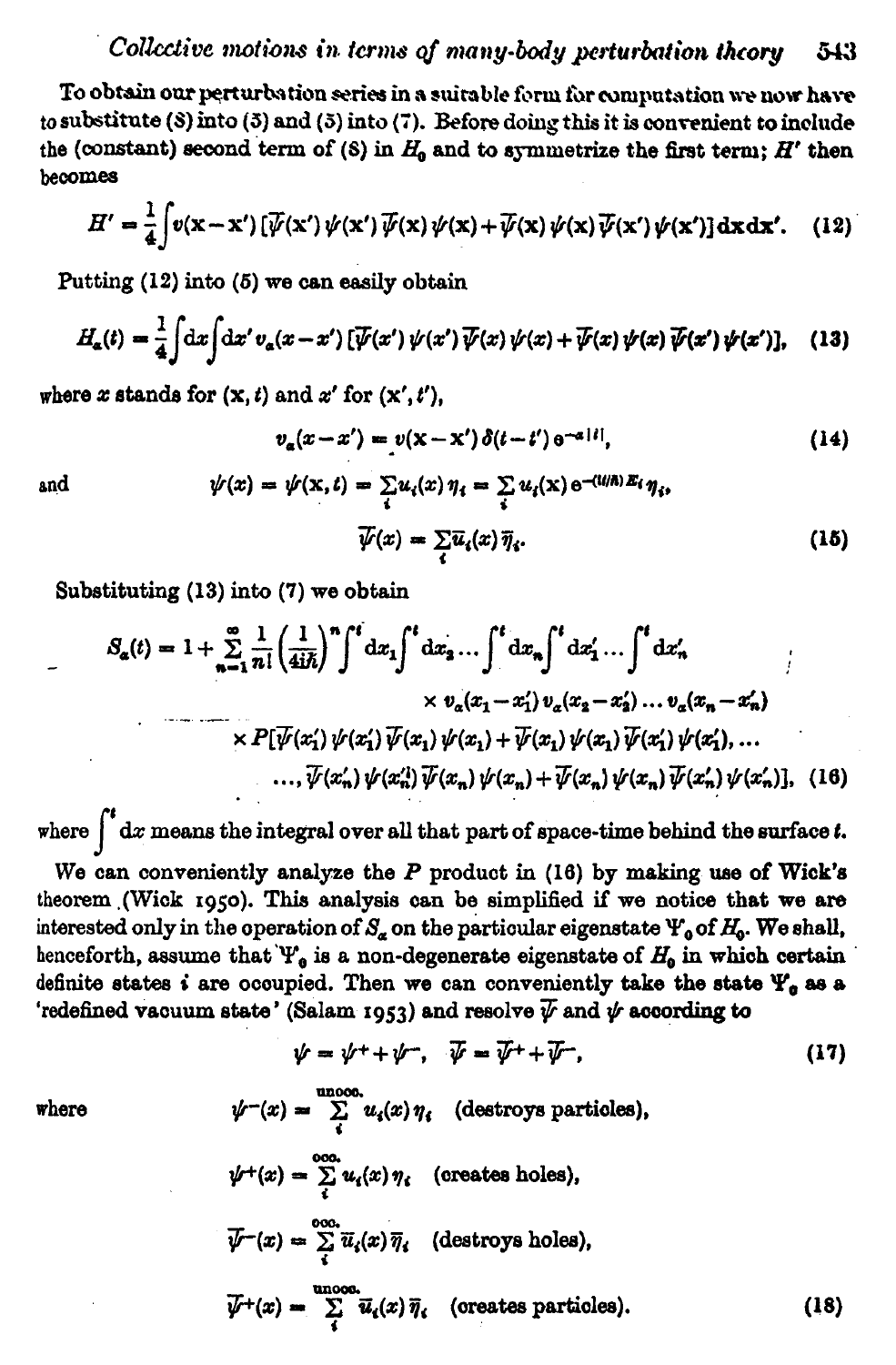To obtain our perturbation series in a suitable form for computation we now have to substitute (8) into (5) and (5) into (7). Before doing this it is convenient to include the (constant) second term of (8) in $H_0$ and to symmetrize the first term; $H'$ then becomes

$$H' = \frac{1}{4}\int v(\mathbf{x}-\mathbf{x}')\,[\bar{\psi}(\mathbf{x}')\,\psi(\mathbf{x}')\,\bar{\psi}(\mathbf{x})\,\psi(\mathbf{x}) + \bar{\psi}(\mathbf{x})\,\psi(\mathbf{x})\,\bar{\psi}(\mathbf{x}')\,\psi(\mathbf{x}')]\,\mathrm{d}\mathbf{x}\,\mathrm{d}\mathbf{x}'. \quad (12)$$

Putting (12) into (6) we can easily obtain

$$H_\alpha(t) = \frac{1}{4}\int \mathrm{d}x\int \mathrm{d}x'\,v_\alpha(x-x')\,[\bar{\psi}(x')\,\psi(x')\,\bar{\psi}(x)\,\psi(x) + \bar{\psi}(x)\,\psi(x)\,\bar{\psi}(x')\,\psi(x')], \quad (13)$$

where $x$ stands for $(\mathbf{x}, t)$ and $x'$ for $(\mathbf{x}', t')$,

$$v_\alpha(x-x') = v(\mathbf{x}-\mathbf{x}')\,\delta(t-t')\,\mathrm{e}^{-\alpha|t|}, \quad (14)$$

and

$$\psi(x) = \psi(\mathbf{x}, t) = \sum_i u_i(x)\,\eta_i = \sum_i u_i(\mathbf{x})\,\mathrm{e}^{-(i/\hbar)E_i t}\eta_i,$$

$$\bar{\psi}(x) = \sum_i \bar{u}_i(x)\,\bar{\eta}_i. \quad (15)$$

Substituting (13) into (7) we obtain

$$S_\alpha(t) = 1 + \sum_{n=1}^{\infty}\frac{1}{n!}\left(\frac{1}{4i\hbar}\right)^n \int^t \mathrm{d}x_1\int^t \mathrm{d}x_2 \ldots \int^t \mathrm{d}x_n \int^t \mathrm{d}x_1' \ldots \int^t \mathrm{d}x_n'$$

$$\times\, v_\alpha(x_1-x_1')\,v_\alpha(x_2-x_2')\ldots v_\alpha(x_n-x_n')$$

$$\times\, P[\bar{\psi}(x_1')\,\psi(x_1')\,\bar{\psi}(x_1)\,\psi(x_1) + \bar{\psi}(x_1)\,\psi(x_1)\,\bar{\psi}(x_1')\,\psi(x_1'), \ldots$$

$$\ldots, \bar{\psi}(x_n')\,\psi(x_n')\,\bar{\psi}(x_n)\,\psi(x_n) + \bar{\psi}(x_n)\,\psi(x_n)\,\bar{\psi}(x_n')\,\psi(x_n')], \quad (16)$$

where $\int^t \mathrm{d}x$ means the integral over all that part of space-time behind the surface $t$.

We can conveniently analyze the $P$ product in (16) by making use of Wick's theorem (Wick 1950). This analysis can be simplified if we notice that we are interested only in the operation of $S_\alpha$ on the particular eigenstate $\Psi_0$ of $H_0$. We shall, henceforth, assume that $\Psi_0$ is a non-degenerate eigenstate of $H_0$ in which certain definite states $i$ are occupied. Then we can conveniently take the state $\Psi_0$ as a 'redefined vacuum state' (Salam 1953) and resolve $\bar{\psi}$ and $\psi$ according to

$$\psi = \psi^+ + \psi^-, \quad \bar{\psi} = \bar{\psi}^+ + \bar{\psi}^-, \quad (17)$$

where

$$\psi^-(x) = \sum_i^{\text{unocc.}} u_i(x)\,\eta_i \quad \text{(destroys particles)},$$

$$\psi^+(x) = \sum_i^{\text{occ.}} u_i(x)\,\eta_i \quad \text{(creates holes)},$$

$$\bar{\psi}^-(x) = \sum_i^{\text{occ.}} \bar{u}_i(x)\,\bar{\eta}_i \quad \text{(destroys holes)},$$

$$\bar{\psi}^+(x) = \sum_i^{\text{unocc.}} \bar{u}_i(x)\,\bar{\eta}_i \quad \text{(creates particles)}. \quad (18)$$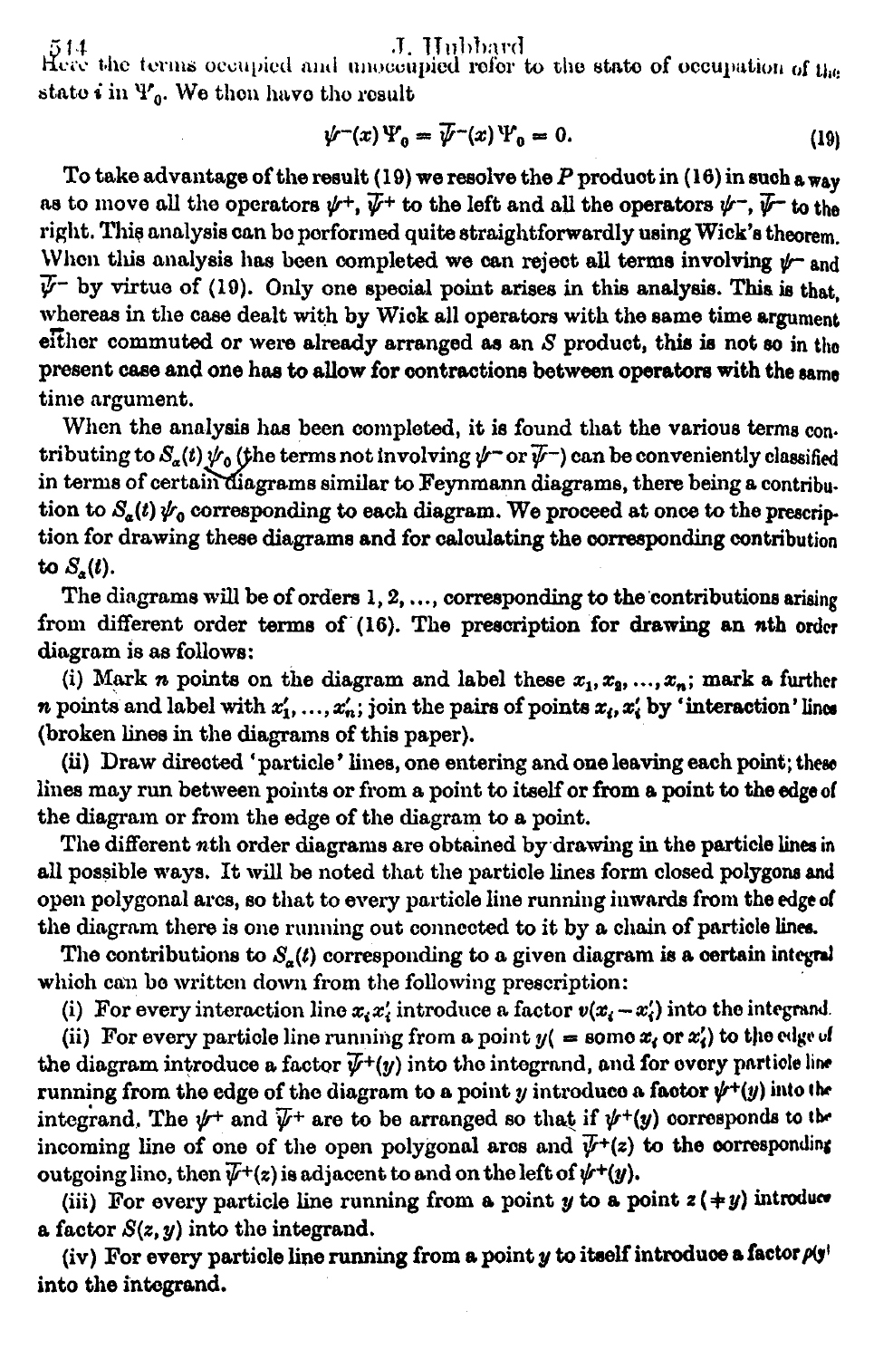Here the terms occupied and unoccupied refer to the state of occupation of the state $i$ in $\Psi_0$. We then have the result

$$\psi^-(x)\Psi_0 = \overline{\psi}^-(x)\Psi_0 = 0. \tag{19}$$

To take advantage of the result (19) we resolve the $P$ product in (16) in such a way as to move all the operators $\psi^+$, $\overline{\psi}^+$ to the left and all the operators $\psi^-$, $\overline{\psi}^-$ to the right. This analysis can be performed quite straightforwardly using Wick's theorem. When this analysis has been completed we can reject all terms involving $\psi^-$ and $\overline{\psi}^-$ by virtue of (19). Only one special point arises in this analysis. This is that, whereas in the case dealt with by Wick all operators with the same time argument either commuted or were already arranged as an $S$ product, this is not so in the present case and one has to allow for contractions between operators with the same time argument.

When the analysis has been completed, it is found that the various terms contributing to $S_\alpha(t)\psi_0$ (the terms not involving $\psi^-$ or $\overline{\psi}^-$) can be conveniently classified in terms of certain diagrams similar to Feynmann diagrams, there being a contribution to $S_\alpha(t)\psi_0$ corresponding to each diagram. We proceed at once to the prescription for drawing these diagrams and for calculating the corresponding contribution to $S_\alpha(t)$.

The diagrams will be of orders $1, 2, \ldots$, corresponding to the contributions arising from different order terms of (16). The prescription for drawing an $n$th order diagram is as follows:

(i) Mark $n$ points on the diagram and label these $x_1, x_2, \ldots, x_n$; mark a further $n$ points and label with $x_1', \ldots, x_n'$; join the pairs of points $x_i, x_i'$ by 'interaction' lines (broken lines in the diagrams of this paper).

(ii) Draw directed 'particle' lines, one entering and one leaving each point; these lines may run between points or from a point to itself or from a point to the edge of the diagram or from the edge of the diagram to a point.

The different $n$th order diagrams are obtained by drawing in the particle lines in all possible ways. It will be noted that the particle lines form closed polygons and open polygonal arcs, so that to every particle line running inwards from the edge of the diagram there is one running out connected to it by a chain of particle lines.

The contributions to $S_\alpha(t)$ corresponding to a given diagram is a certain integral which can be written down from the following prescription:

(i) For every interaction line $x_i x_i'$ introduce a factor $v(x_i - x_i')$ into the integrand.

(ii) For every particle line running from a point $y$ ($=$ some $x_i$ or $x_i'$) to the edge of the diagram introduce a factor $\overline{\psi}^+(y)$ into the integrand, and for every particle line running from the edge of the diagram to a point $y$ introduce a factor $\psi^+(y)$ into the integrand. The $\psi^+$ and $\overline{\psi}^+$ are to be arranged so that if $\psi^+(y)$ corresponds to the incoming line of one of the open polygonal arcs and $\overline{\psi}^+(z)$ to the corresponding outgoing line, then $\overline{\psi}^+(z)$ is adjacent to and on the left of $\psi^+(y)$.

(iii) For every particle line running from a point $y$ to a point $z$ ($\neq y$) introduce a factor $S(z, y)$ into the integrand.

(iv) For every particle line running from a point $y$ to itself introduce a factor $\rho(y)$ into the integrand.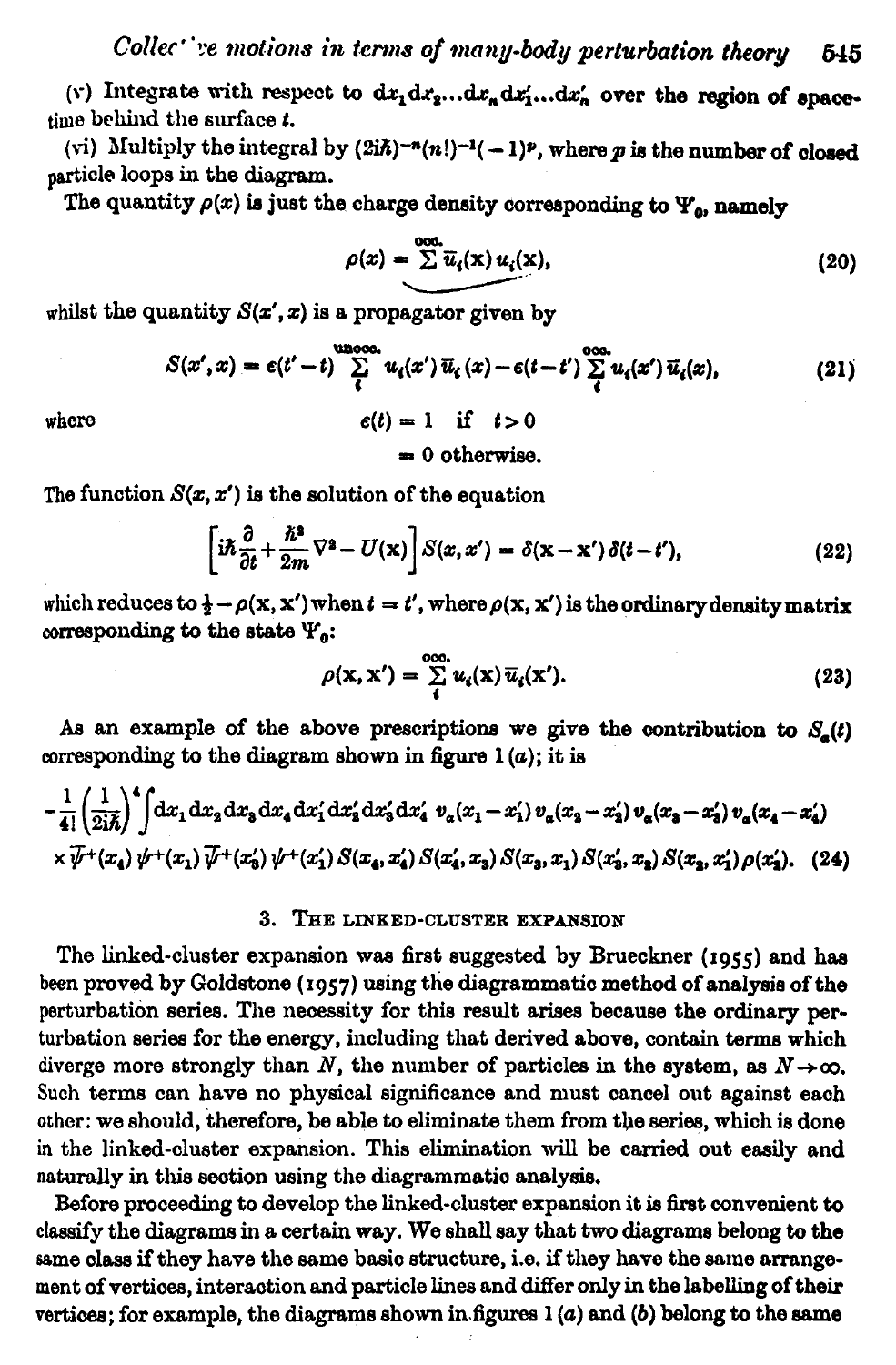(v) Integrate with respect to $dx_1 dx_2 \ldots dx_n dx'_1 \ldots dx'_n$ over the region of space-time behind the surface $t$.

(vi) Multiply the integral by $(2i\hbar)^{-n}(n!)^{-1}(-1)^p$, where $p$ is the number of closed particle loops in the diagram.

The quantity $\rho(x)$ is just the charge density corresponding to $\Psi_0$, namely

$$\rho(x) = \underbrace{\sum^{\text{occ.}} \bar{u}_i(\mathbf{x})\, u_i(\mathbf{x})}, \tag{20}$$

whilst the quantity $S(x', x)$ is a propagator given by

$$S(x', x) = \epsilon(t' - t) \sum_i^{\text{unocc.}} u_i(x')\, \bar{u}_i(x) - \epsilon(t - t') \sum_i^{\text{occ.}} u_i(x')\, \bar{u}_i(x), \tag{21}$$

where

$$\epsilon(t) = 1 \quad \text{if} \quad t > 0$$
$$= 0 \text{ otherwise.}$$

The function $S(x, x')$ is the solution of the equation

$$\left[i\hbar \frac{\partial}{\partial t} + \frac{\hbar^2}{2m} \nabla^2 - U(\mathbf{x})\right] S(x, x') = \delta(\mathbf{x} - \mathbf{x}')\, \delta(t - t'), \tag{22}$$

which reduces to $\tfrac{1}{2} - \rho(\mathbf{x}, \mathbf{x}')$ when $t = t'$, where $\rho(\mathbf{x}, \mathbf{x}')$ is the ordinary density matrix corresponding to the state $\Psi_0$:

$$\rho(\mathbf{x}, \mathbf{x}') = \sum_i^{\text{occ.}} u_i(\mathbf{x})\, \bar{u}_i(\mathbf{x}'). \tag{23}$$

As an example of the above prescriptions we give the contribution to $S_a(t)$ corresponding to the diagram shown in figure 1 (*a*); it is

$$-\frac{1}{4!}\left(\frac{1}{2i\hbar}\right)^4 \int dx_1\, dx_2\, dx_3\, dx_4\, dx'_1\, dx'_2\, dx'_3\, dx'_4\;\; v_a(x_1 - x'_1)\, v_a(x_2 - x'_2)\, v_a(x_3 - x'_3)\, v_a(x_4 - x'_4)$$
$$\times\, \bar{\psi}^+(x_4)\, \psi^+(x_1)\, \bar{\psi}^+(x'_3)\, \psi^+(x'_1)\, S(x_4, x'_4)\, S(x'_4, x_3)\, S(x_3, x_1)\, S(x'_3, x_2)\, S(x_2, x'_1)\, \rho(x'_2). \tag{24}$$

## 3. The linked-cluster expansion

The linked-cluster expansion was first suggested by Brueckner (1955) and has been proved by Goldstone (1957) using the diagrammatic method of analysis of the perturbation series. The necessity for this result arises because the ordinary perturbation series for the energy, including that derived above, contain terms which diverge more strongly than $N$, the number of particles in the system, as $N \to \infty$. Such terms can have no physical significance and must cancel out against each other: we should, therefore, be able to eliminate them from the series, which is done in the linked-cluster expansion. This elimination will be carried out easily and naturally in this section using the diagrammatic analysis.

Before proceeding to develop the linked-cluster expansion it is first convenient to classify the diagrams in a certain way. We shall say that two diagrams belong to the same class if they have the same basic structure, i.e. if they have the same arrangement of vertices, interaction and particle lines and differ only in the labelling of their vertices; for example, the diagrams shown in figures 1 (*a*) and (*b*) belong to the same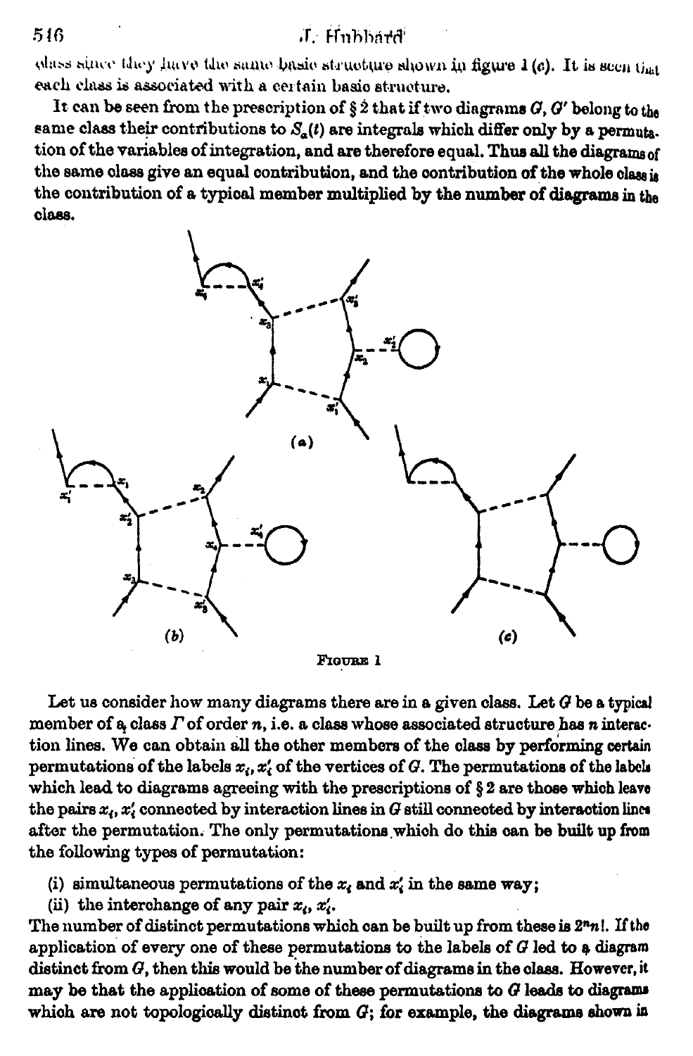class since they have the same basic structure shown in figure 1 (*c*). It is seen that each class is associated with a certain basic structure.

It can be seen from the prescription of § 2 that if two diagrams $G$, $G'$ belong to the same class their contributions to $S_a(t)$ are integrals which differ only by a permutation of the variables of integration, and are therefore equal. Thus all the diagrams of the same class give an equal contribution, and the contribution of the whole class is the contribution of a typical member multiplied by the number of diagrams in the class.

FIGURE 1

Let us consider how many diagrams there are in a given class. Let $G$ be a typical member of a class $\Gamma$ of order $n$, i.e. a class whose associated structure has $n$ interaction lines. We can obtain all the other members of the class by performing certain permutations of the labels $x_i, x_i'$ of the vertices of $G$. The permutations of the labels which lead to diagrams agreeing with the prescriptions of § 2 are those which leave the pairs $x_i, x_i'$ connected by interaction lines in $G$ still connected by interaction lines after the permutation. The only permutations which do this can be built up from the following types of permutation:

(i) simultaneous permutations of the $x_i$ and $x_i'$ in the same way;

(ii) the interchange of any pair $x_i, x_i'$.

The number of distinct permutations which can be built up from these is $2^n n!$. If the application of every one of these permutations to the labels of $G$ led to a diagram distinct from $G$, then this would be the number of diagrams in the class. However, it may be that the application of some of these permutations to $G$ leads to diagrams which are not topologically distinct from $G$; for example, the diagrams shown in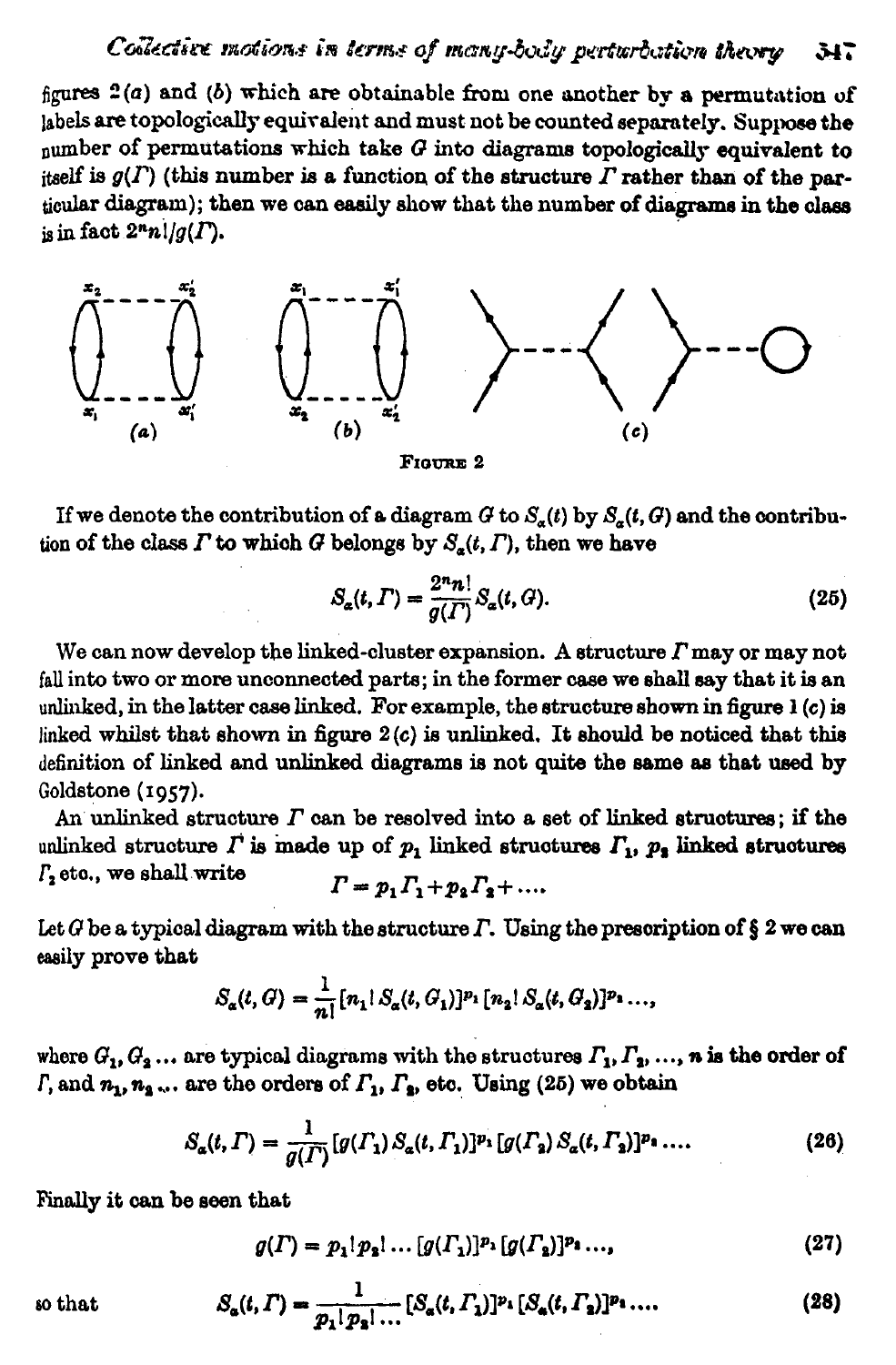figures 2(*a*) and (*b*) which are obtainable from one another by a permutation of labels are topologically equivalent and must not be counted separately. Suppose the number of permutations which take $G$ into diagrams topologically equivalent to itself is $g(\Gamma)$ (this number is a function of the structure $\Gamma$ rather than of the particular diagram); then we can easily show that the number of diagrams in the class is in fact $2^n n!/g(\Gamma)$.

FIGURE 2

If we denote the contribution of a diagram $G$ to $S_\alpha(t)$ by $S_\alpha(t, G)$ and the contribution of the class $\Gamma$ to which $G$ belongs by $S_\alpha(t, \Gamma)$, then we have

$$S_\alpha(t, \Gamma) = \frac{2^n n!}{g(\Gamma)} S_\alpha(t, G). \tag{25}$$

We can now develop the linked-cluster expansion. A structure $\Gamma$ may or may not fall into two or more unconnected parts; in the former case we shall say that it is an unlinked, in the latter case linked. For example, the structure shown in figure 1(*c*) is linked whilst that shown in figure 2(*c*) is unlinked. It should be noticed that this definition of linked and unlinked diagrams is not quite the same as that used by Goldstone (1957).

An unlinked structure $\Gamma$ can be resolved into a set of linked structures; if the unlinked structure $\Gamma$ is made up of $p_1$ linked structures $\Gamma_1$, $p_2$ linked structures $\Gamma_2$ etc., we shall write

$$\Gamma = p_1 \Gamma_1 + p_2 \Gamma_2 + \dots.$$

Let $G$ be a typical diagram with the structure $\Gamma$. Using the prescription of § 2 we can easily prove that

$$S_\alpha(t, G) = \frac{1}{n!} [n_1! \, S_\alpha(t, G_1)]^{p_1} [n_2! \, S_\alpha(t, G_2)]^{p_2} \dots,$$

where $G_1, G_2 \dots$ are typical diagrams with the structures $\Gamma_1, \Gamma_2, \dots$, $n$ is the order of $\Gamma$, and $n_1, n_2 \dots$ are the orders of $\Gamma_1$, $\Gamma_2$, etc. Using (25) we obtain

$$S_\alpha(t, \Gamma) = \frac{1}{g(\Gamma)} [g(\Gamma_1) \, S_\alpha(t, \Gamma_1)]^{p_1} [g(\Gamma_2) \, S_\alpha(t, \Gamma_2)]^{p_2} \dots. \tag{26}$$

Finally it can be seen that

$$g(\Gamma) = p_1! \, p_2! \dots [g(\Gamma_1)]^{p_1} [g(\Gamma_2)]^{p_2} \dots, \tag{27}$$

so that

$$S_\alpha(t, \Gamma) = \frac{1}{p_1! \, p_2! \dots} [S_\alpha(t, \Gamma_1)]^{p_1} [S_\alpha(t, \Gamma_2)]^{p_2} \dots. \tag{28}$$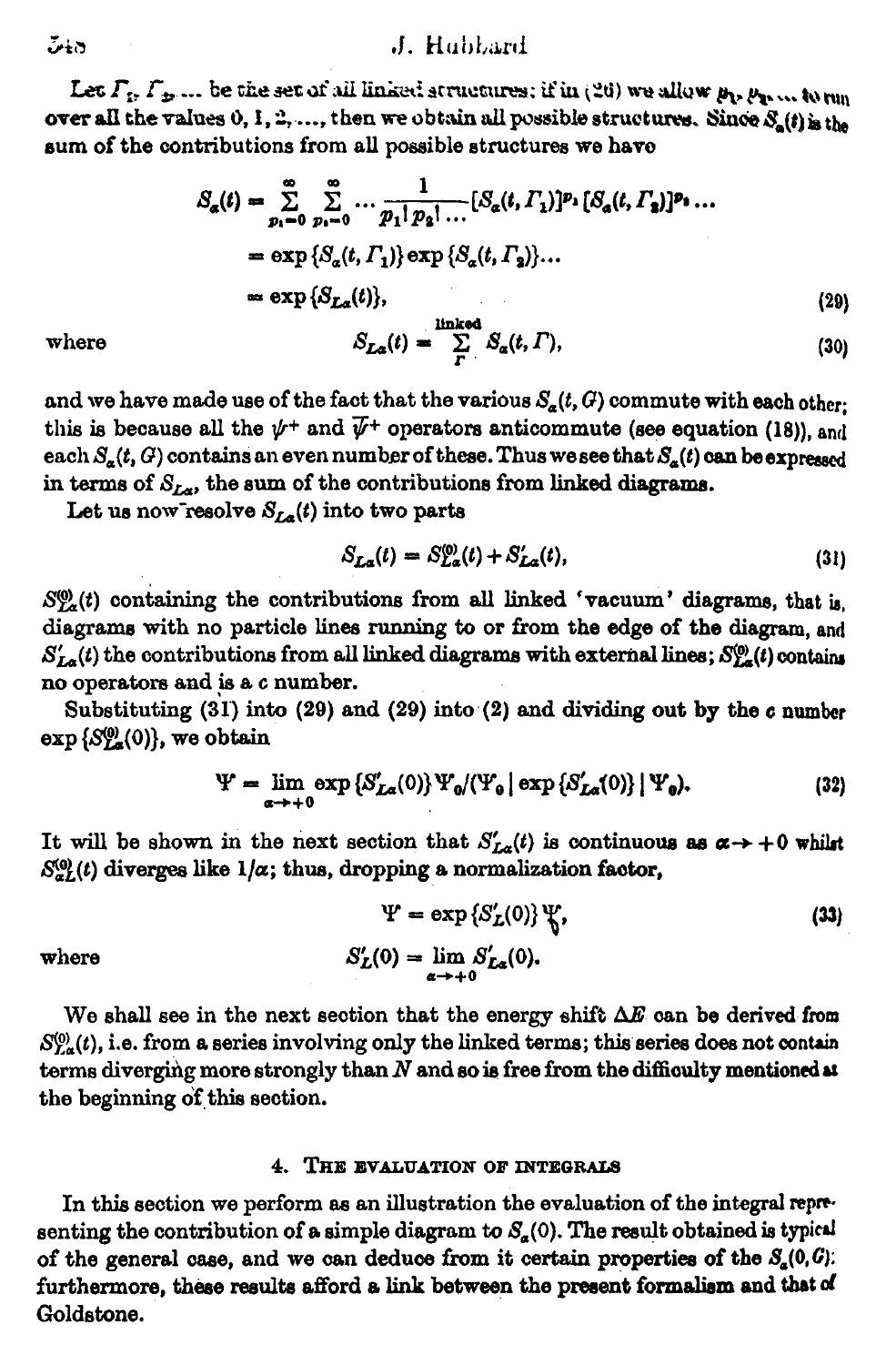Let $\Gamma_1, \Gamma_2, \ldots$ be the set of all linked structures: if in (26) we allow $p_1, p_2, \ldots$ to run over all the values $0, 1, 2, \ldots$, then we obtain all possible structures. Since $S_\alpha(t)$ is the sum of the contributions from all possible structures we have

$$
\begin{aligned}
S_\alpha(t) &= \sum_{p_1=0}^{\infty} \sum_{p_2=0}^{\infty} \cdots \frac{1}{p_1!\,p_2!\ldots} [S_\alpha(t,\Gamma_1)]^{p_1} [S_\alpha(t,\Gamma_2)]^{p_2} \ldots \\
&= \exp\{S_\alpha(t,\Gamma_1)\} \exp\{S_\alpha(t,\Gamma_2)\} \ldots \\
&= \exp\{S_{L\alpha}(t)\},
\end{aligned}
\tag{29}
$$

where

$$
S_{L\alpha}(t) = \sum_{\Gamma}^{\text{linked}} S_\alpha(t,\Gamma), \tag{30}
$$

and we have made use of the fact that the various $S_\alpha(t, G)$ commute with each other; this is because all the $\psi^+$ and $\bar{\psi}^+$ operators anticommute (see equation (18)), and each $S_\alpha(t, G)$ contains an even number of these. Thus we see that $S_\alpha(t)$ can be expressed in terms of $S_{L\alpha}$, the sum of the contributions from linked diagrams.

Let us now resolve $S_{L\alpha}(t)$ into two parts

$$
S_{L\alpha}(t) = S_{L\alpha}^{(0)}(t) + S'_{L\alpha}(t), \tag{31}
$$

$S_{L\alpha}^{(0)}(t)$ containing the contributions from all linked 'vacuum' diagrams, that is, diagrams with no particle lines running to or from the edge of the diagram, and $S'_{L\alpha}(t)$ the contributions from all linked diagrams with external lines; $S_{L\alpha}^{(0)}(t)$ contains no operators and is a $c$ number.

Substituting (31) into (29) and (29) into (2) and dividing out by the $c$ number $\exp\{S_{L\alpha}^{(0)}(0)\}$, we obtain

$$
\Psi = \lim_{\alpha\to+0} \exp\{S'_{L\alpha}(0)\}\Psi_0/(\Psi_0 \,|\, \exp\{S'_{L\alpha}(0)\} \,|\, \Psi_0). \tag{32}
$$

It will be shown in the next section that $S'_{L\alpha}(t)$ is continuous as $\alpha \to +0$ whilst $S_{\alpha L}^{(0)}(t)$ diverges like $1/\alpha$; thus, dropping a normalization factor,

$$
\Psi = \exp\{S'_L(0)\}\Psi_0, \tag{33}
$$

where

$$
S'_L(0) = \lim_{\alpha\to+0} S'_{L\alpha}(0).
$$

We shall see in the next section that the energy shift $\Delta E$ can be derived from $S_{L\alpha}^{(0)}(t)$, i.e. from a series involving only the linked terms; this series does not contain terms diverging more strongly than $N$ and so is free from the difficulty mentioned at the beginning of this section.

## 4. The evaluation of integrals

In this section we perform as an illustration the evaluation of the integral representing the contribution of a simple diagram to $S_\alpha(0)$. The result obtained is typical of the general case, and we can deduce from it certain properties of the $S_\alpha(0, G)$: furthermore, these results afford a link between the present formalism and that of Goldstone.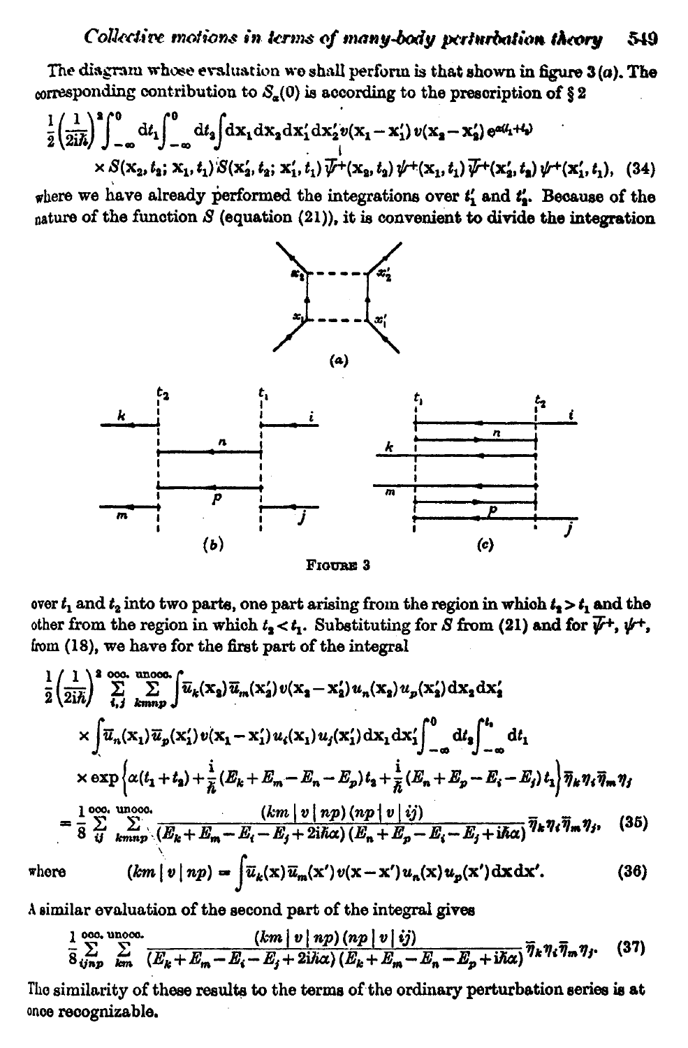The diagram whose evaluation we shall perform is that shown in figure 3 (*a*). The corresponding contribution to $S_\alpha(0)$ is according to the prescription of § 2

$$\frac{1}{2}\left(\frac{1}{2i\hbar}\right)^2\int_{-\infty}^{0}\mathrm{d}t_1\int_{-\infty}^{0}\mathrm{d}t_2\int \mathrm{d}\mathbf{x}_1\,\mathrm{d}\mathbf{x}_2\,\mathrm{d}\mathbf{x}_1'\,\mathrm{d}\mathbf{x}_2'\,v(\mathbf{x}_1-\mathbf{x}_1')\,v(\mathbf{x}_2-\mathbf{x}_2')\,\mathrm{e}^{\alpha(t_1+t_2)}$$
$$\times S(\mathbf{x}_2,t_2;\,\mathbf{x}_1,t_1)\,S(\mathbf{x}_2',t_2;\,\mathbf{x}_1',t_1)\,\overline{\psi}^+(\mathbf{x}_2,t_2)\,\psi^+(\mathbf{x}_1,t_1)\,\overline{\psi}^+(\mathbf{x}_2',t_2)\,\psi^+(\mathbf{x}_1',t_1), \quad (34)$$

where we have already performed the integrations over $t_1'$ and $t_2'$. Because of the nature of the function $S$ (equation (21)), it is convenient to divide the integration

FIGURE 3

over $t_1$ and $t_2$ into two parts, one part arising from the region in which $t_2 > t_1$ and the other from the region in which $t_2 < t_1$. Substituting for $S$ from (21) and for $\overline{\psi}^+$, $\psi^+$, from (18), we have for the first part of the integral

$$\frac{1}{2}\left(\frac{1}{2i\hbar}\right)^2\sum_{i,j}^{\text{occ.}}\sum_{kmnp}^{\text{unocc.}}\int \overline{u}_k(\mathbf{x}_2)\,\overline{u}_m(\mathbf{x}_2')\,v(\mathbf{x}_2-\mathbf{x}_2')\,u_n(\mathbf{x}_2)\,u_p(\mathbf{x}_2')\,\mathrm{d}\mathbf{x}_2\,\mathrm{d}\mathbf{x}_2'$$
$$\times\int \overline{u}_n(\mathbf{x}_1)\,\overline{u}_p(\mathbf{x}_1')\,v(\mathbf{x}_1-\mathbf{x}_1')\,u_i(\mathbf{x}_1)\,u_j(\mathbf{x}_1')\,\mathrm{d}\mathbf{x}_1\,\mathrm{d}\mathbf{x}_1'\int_{-\infty}^{0}\mathrm{d}t_2\int_{-\infty}^{t_2}\mathrm{d}t_1$$
$$\times\exp\left\{\alpha(t_1+t_2)+\frac{i}{\hbar}(E_k+E_m-E_n-E_p)\,t_2+\frac{i}{\hbar}(E_n+E_p-E_i-E_j)\,t_1\right\}\overline{\eta}_k\eta_i\overline{\eta}_m\eta_j$$
$$=\frac{1}{8}\sum_{ij}^{\text{occ.}}\sum_{kmnp}^{\text{unocc.}}\frac{(km\,|\,v\,|\,np)\,(np\,|\,v\,|\,ij)}{(E_k+E_m-E_i-E_j+2i\hbar\alpha)\,(E_n+E_p-E_i-E_j+i\hbar\alpha)}\overline{\eta}_k\eta_i\overline{\eta}_m\eta_j, \quad (35)$$

where
$$(km\,|\,v\,|\,np)=\int \overline{u}_k(\mathbf{x})\,\overline{u}_m(\mathbf{x}')\,v(\mathbf{x}-\mathbf{x}')\,u_n(\mathbf{x})\,u_p(\mathbf{x}')\,\mathrm{d}\mathbf{x}\,\mathrm{d}\mathbf{x}'. \quad (36)$$

A similar evaluation of the second part of the integral gives

$$\frac{1}{8}\sum_{ijnp}^{\text{occ.}}\sum_{km}^{\text{unocc.}}\frac{(km\,|\,v\,|\,np)\,(np\,|\,v\,|\,ij)}{(E_k+E_m-E_i-E_j+2i\hbar\alpha)\,(E_k+E_m-E_n-E_p+i\hbar\alpha)}\overline{\eta}_k\eta_i\overline{\eta}_m\eta_j. \quad (37)$$

The similarity of these results to the terms of the ordinary perturbation series is at once recognizable.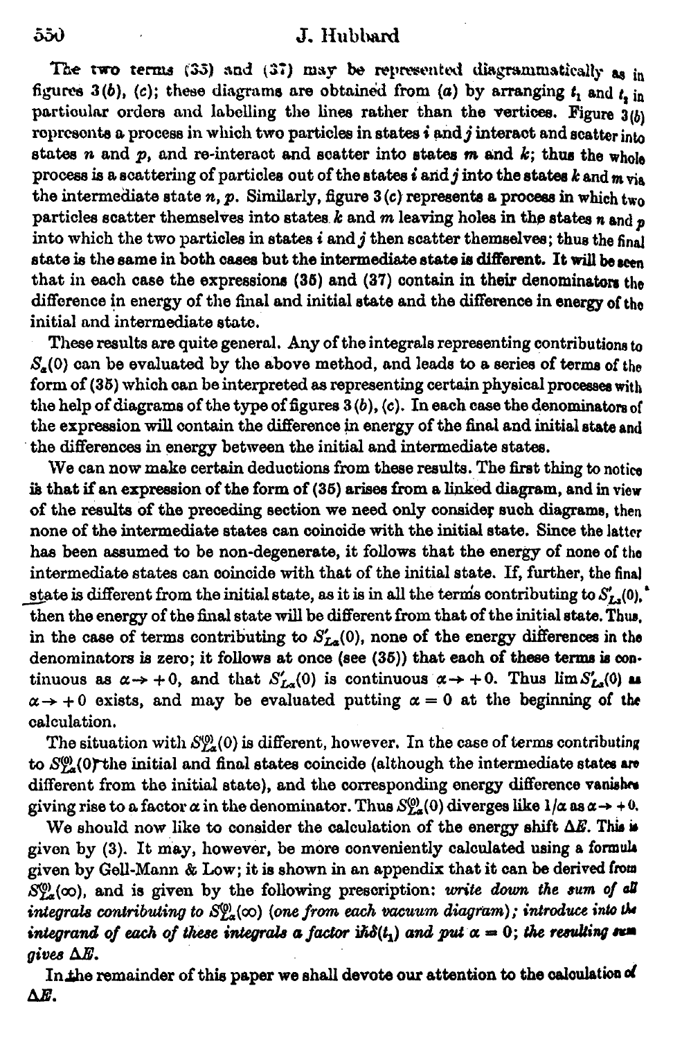The two terms (35) and (37) may be represented diagrammatically as in figures 3(*b*), (*c*); these diagrams are obtained from (*a*) by arranging $t_1$ and $t_2$ in particular orders and labelling the lines rather than the vertices. Figure 3(*b*) represents a process in which two particles in states $i$ and $j$ interact and scatter into states $n$ and $p$, and re-interact and scatter into states $m$ and $k$; thus the whole process is a scattering of particles out of the states $i$ and $j$ into the states $k$ and $m$ via the intermediate state $n, p$. Similarly, figure 3(*c*) represents a process in which two particles scatter themselves into states $k$ and $m$ leaving holes in the states $n$ and $p$ into which the two particles in states $i$ and $j$ then scatter themselves; thus the final state is the same in both cases but the intermediate state is different. It will be seen that in each case the expressions (35) and (37) contain in their denominators the difference in energy of the final and initial state and the difference in energy of the initial and intermediate state.

These results are quite general. Any of the integrals representing contributions to $S_\alpha(0)$ can be evaluated by the above method, and leads to a series of terms of the form of (35) which can be interpreted as representing certain physical processes with the help of diagrams of the type of figures 3(*b*), (*c*). In each case the denominators of the expression will contain the difference in energy of the final and initial state and the differences in energy between the initial and intermediate states.

We can now make certain deductions from these results. The first thing to notice is that if an expression of the form of (35) arises from a linked diagram, and in view of the results of the preceding section we need only consider such diagrams, then none of the intermediate states can coincide with the initial state. Since the latter has been assumed to be non-degenerate, it follows that the energy of none of the intermediate states can coincide with that of the initial state. If, further, the final state is different from the initial state, as it is in all the terms contributing to $S'_{L\alpha}(0)$,* then the energy of the final state will be different from that of the initial state. Thus, in the case of terms contributing to $S'_{L\alpha}(0)$, none of the energy differences in the denominators is zero; it follows at once (see (35)) that each of these terms is continuous as $\alpha \to +0$, and that $S'_{L\alpha}(0)$ is continuous $\alpha \to +0$. Thus $\lim S'_{L\alpha}(0)$ as $\alpha \to +0$ exists, and may be evaluated putting $\alpha = 0$ at the beginning of the calculation.

The situation with $S^{(0)}_{L\alpha}(0)$ is different, however. In the case of terms contributing to $S^{(0)}_{L\alpha}(0)$ the initial and final states coincide (although the intermediate states are different from the initial state), and the corresponding energy difference vanishes giving rise to a factor $\alpha$ in the denominator. Thus $S^{(0)}_{L\alpha}(0)$ diverges like $1/\alpha$ as $\alpha \to +0$.

We should now like to consider the calculation of the energy shift $\Delta E$. This is given by (3). It may, however, be more conveniently calculated using a formula given by Gell-Mann & Low; it is shown in an appendix that it can be derived from $S^{(0)}_{L\alpha}(\infty)$, and is given by the following prescription: *write down the sum of all integrals contributing to $S^{(0)}_{L\alpha}(\infty)$ (one from each vacuum diagram); introduce into the integrand of each of these integrals a factor $i\hbar\delta(t_1)$ and put $\alpha = 0$; the resulting sum gives $\Delta E$.*

In the remainder of this paper we shall devote our attention to the calculation of $\Delta E$.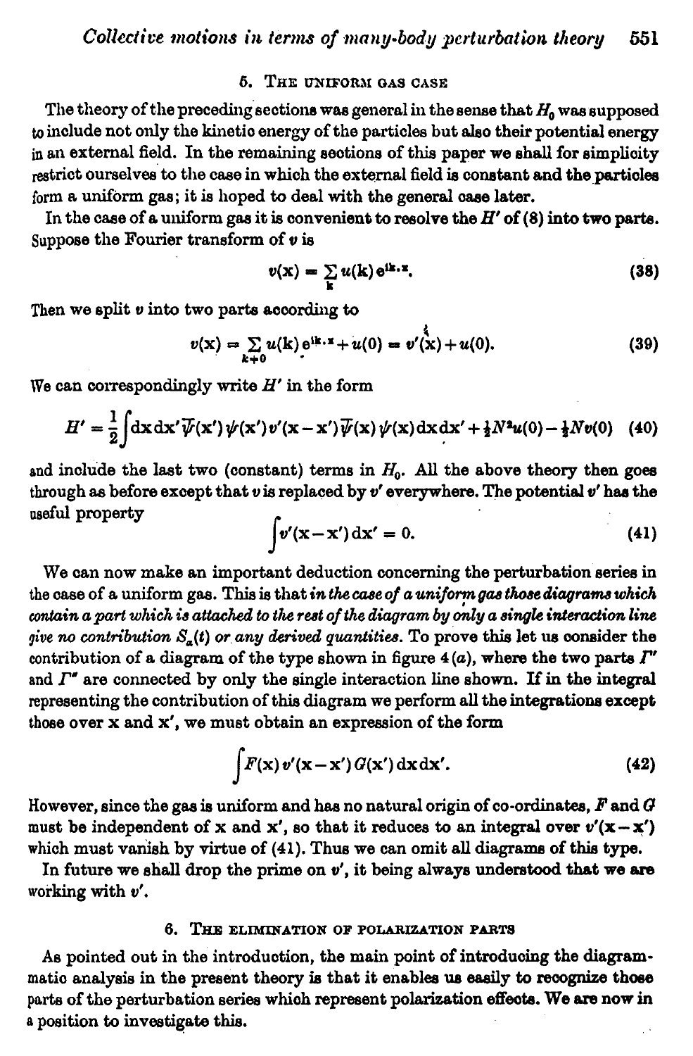## 5. The uniform gas case

The theory of the preceding sections was general in the sense that $H_0$ was supposed to include not only the kinetic energy of the particles but also their potential energy in an external field. In the remaining sections of this paper we shall for simplicity restrict ourselves to the case in which the external field is constant and the particles form a uniform gas; it is hoped to deal with the general case later.

In the case of a uniform gas it is convenient to resolve the $H'$ of (8) into two parts. Suppose the Fourier transform of $v$ is

$$v(\mathbf{x}) = \sum_{\mathbf{k}} u(\mathbf{k})\, e^{i\mathbf{k}\cdot\mathbf{x}}. \tag{38}$$

Then we split $v$ into two parts according to

$$v(\mathbf{x}) = \sum_{k\neq 0} u(\mathbf{k})\, e^{i\mathbf{k}\cdot\mathbf{x}} + u(0) = v'(\mathbf{x}) + u(0). \tag{39}$$

We can correspondingly write $H'$ in the form

$$H' = \frac{1}{2}\int d\mathbf{x}\, d\mathbf{x}'\, \bar{\psi}(\mathbf{x}')\, \psi(\mathbf{x}')\, v'(\mathbf{x}-\mathbf{x}')\, \bar{\psi}(\mathbf{x})\, \psi(\mathbf{x})\, d\mathbf{x}\, d\mathbf{x}' + \tfrac{1}{2}N^2 u(0) - \tfrac{1}{2}N v(0) \tag{40}$$

and include the last two (constant) terms in $H_0$. All the above theory then goes through as before except that $v$ is replaced by $v'$ everywhere. The potential $v'$ has the useful property

$$\int v'(\mathbf{x}-\mathbf{x}')\, d\mathbf{x}' = 0. \tag{41}$$

We can now make an important deduction concerning the perturbation series in the case of a uniform gas. This is that *in the case of a uniform gas those diagrams which contain a part which is attached to the rest of the diagram by only a single interaction line give no contribution $S_a(t)$ or any derived quantities.* To prove this let us consider the contribution of a diagram of the type shown in figure 4 (*a*), where the two parts $\Gamma'$ and $\Gamma''$ are connected by only the single interaction line shown. If in the integral representing the contribution of this diagram we perform all the integrations except those over $\mathbf{x}$ and $\mathbf{x}'$, we must obtain an expression of the form

$$\int F(\mathbf{x})\, v'(\mathbf{x}-\mathbf{x}')\, G(\mathbf{x}')\, d\mathbf{x}\, d\mathbf{x}'. \tag{42}$$

However, since the gas is uniform and has no natural origin of co-ordinates, $F$ and $G$ must be independent of $\mathbf{x}$ and $\mathbf{x}'$, so that it reduces to an integral over $v'(\mathbf{x}-\mathbf{x}')$ which must vanish by virtue of (41). Thus we can omit all diagrams of this type.

In future we shall drop the prime on $v'$, it being always understood that we are working with $v'$.

## 6. The elimination of polarization parts

As pointed out in the introduction, the main point of introducing the diagrammatic analysis in the present theory is that it enables us easily to recognize those parts of the perturbation series which represent polarization effects. We are now in a position to investigate this.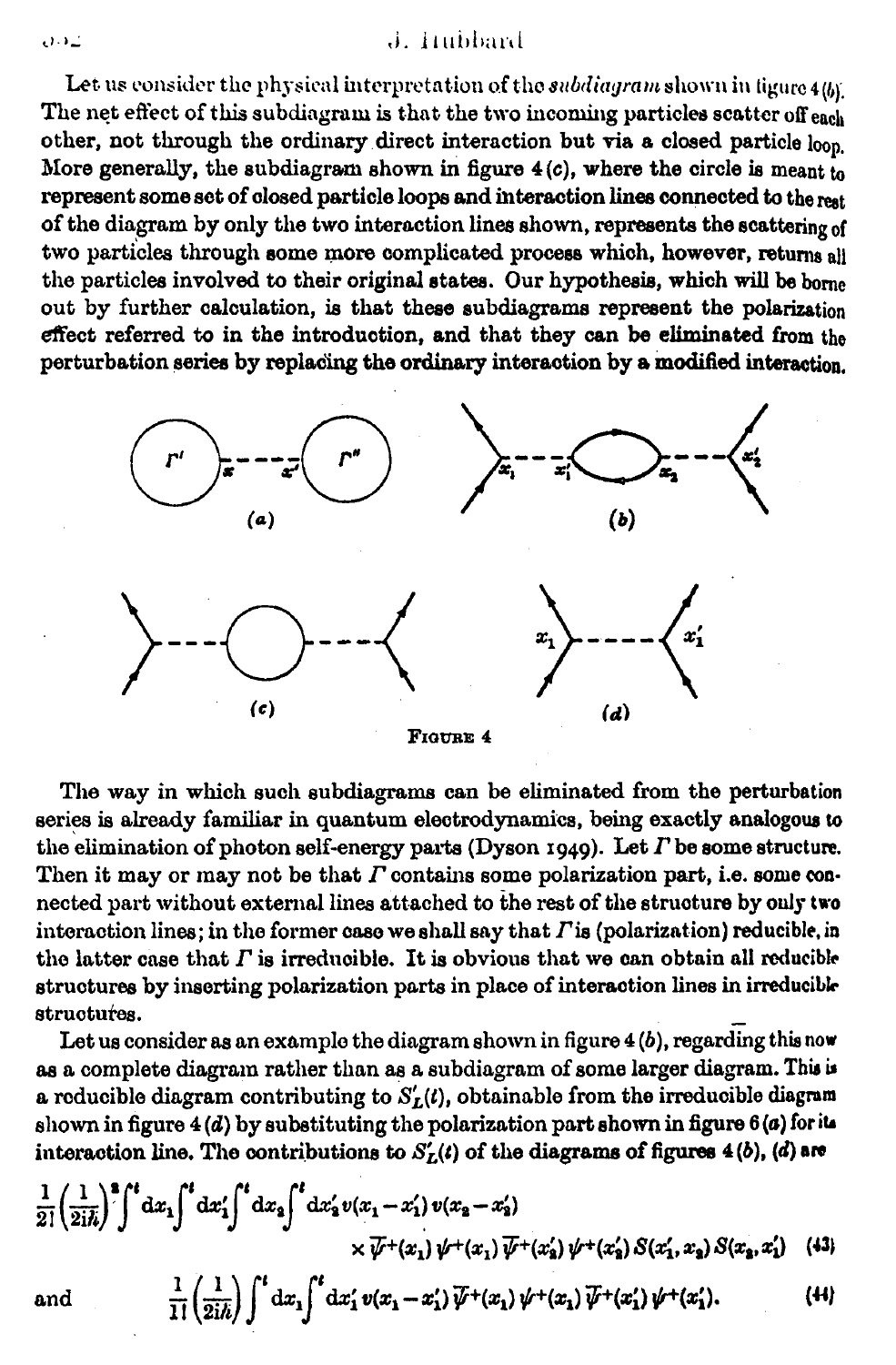Let us consider the physical interpretation of the *subdiagram* shown in figure 4 (*b*). The net effect of this subdiagram is that the two incoming particles scatter off each other, not through the ordinary direct interaction but via a closed particle loop. More generally, the subdiagram shown in figure 4 (*c*), where the circle is meant to represent some set of closed particle loops and interaction lines connected to the rest of the diagram by only the two interaction lines shown, represents the scattering of two particles through some more complicated process which, however, returns all the particles involved to their original states. Our hypothesis, which will be borne out by further calculation, is that these subdiagrams represent the polarization effect referred to in the introduction, and that they can be eliminated from the perturbation series by replacing the ordinary interaction by a modified interaction.

FIGURE 4

The way in which such subdiagrams can be eliminated from the perturbation series is already familiar in quantum electrodynamics, being exactly analogous to the elimination of photon self-energy parts (Dyson 1949). Let $\Gamma$ be some structure. Then it may or may not be that $\Gamma$ contains some polarization part, i.e. some connected part without external lines attached to the rest of the structure by only two interaction lines; in the former case we shall say that $\Gamma$ is (polarization) reducible, in the latter case that $\Gamma$ is irreducible. It is obvious that we can obtain all reducible structures by inserting polarization parts in place of interaction lines in irreducible structures.

Let us consider as an example the diagram shown in figure 4 (*b*), regarding this now as a complete diagram rather than as a subdiagram of some larger diagram. This is a reducible diagram contributing to $\bar{S}'_L(t)$, obtainable from the irreducible diagram shown in figure 4 (*d*) by substituting the polarization part shown in figure 6 (*a*) for its interaction line. The contributions to $\bar{S}'_L(t)$ of the diagrams of figures 4 (*b*), (*d*) are

$$\frac{1}{2!}\left(\frac{1}{2i\hbar}\right)^2\int^t dx_1\int^t dx'_1\int^t dx_2\int^t dx'_2\, v(x_1-x'_1)\,v(x_2-x'_2)$$
$$\times\,\overline{\psi}^+(x_1)\,\psi^+(x_1)\,\overline{\psi}^+(x'_2)\,\psi^+(x'_2)\,S(x'_1,x_2)\,S(x_2,x'_1) \qquad (43)$$

and
$$\frac{1}{1!}\left(\frac{1}{2i\hbar}\right)\int^t dx_1\int^t dx'_1\, v(x_1-x'_1)\,\overline{\psi}^+(x_1)\,\psi^+(x_1)\,\overline{\psi}^+(x'_1)\,\psi^+(x'_1). \qquad (44)$$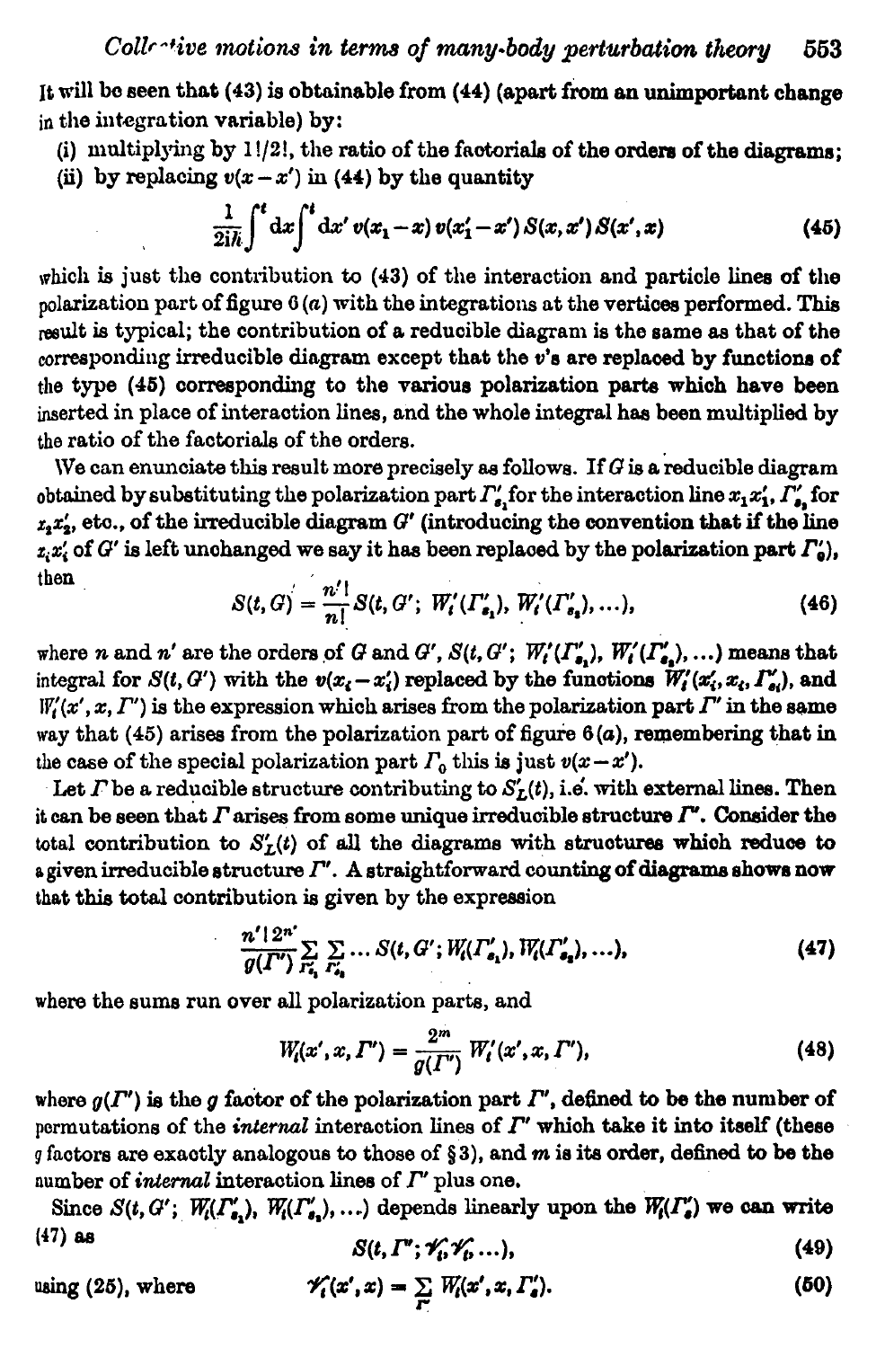It will be seen that (43) is obtainable from (44) (apart from an unimportant change in the integration variable) by:

(i) multiplying by $1!/2!$, the ratio of the factorials of the orders of the diagrams;

(ii) by replacing $v(x-x')$ in (44) by the quantity

$$\frac{1}{2i\hbar}\int^t dx \int^t dx' \, v(x_1 - x)\, v(x'_1 - x')\, S(x, x')\, S(x', x) \tag{45}$$

which is just the contribution to (43) of the interaction and particle lines of the polarization part of figure 6 (*a*) with the integrations at the vertices performed. This result is typical; the contribution of a reducible diagram is the same as that of the corresponding irreducible diagram except that the $v$'s are replaced by functions of the type (45) corresponding to the various polarization parts which have been inserted in place of interaction lines, and the whole integral has been multiplied by the ratio of the factorials of the orders.

We can enunciate this result more precisely as follows. If $G$ is a reducible diagram obtained by substituting the polarization part $\Gamma'_{s_1}$ for the interaction line $x_1 x'_1$, $\Gamma'_{s_2}$ for $x_2 x'_2$, etc., of the irreducible diagram $G'$ (introducing the convention that if the line $x_i x'_i$ of $G'$ is left unchanged we say it has been replaced by the polarization part $\Gamma'_0$), then

$$S(t, G) = \frac{n'!}{n!} S(t, G';\, W'_t(\Gamma'_{s_1}),\, W'_t(\Gamma'_{s_2}), \ldots), \tag{46}$$

where $n$ and $n'$ are the orders of $G$ and $G'$, $S(t, G';\, W'_t(\Gamma'_{s_1}),\, W'_t(\Gamma'_{s_2}), \ldots)$ means that integral for $S(t, G')$ with the $v(x_i - x'_i)$ replaced by the functions $W'_t(x'_i, x_i, \Gamma'_{s_i})$, and $W'_t(x', x, \Gamma')$ is the expression which arises from the polarization part $\Gamma'$ in the same way that (45) arises from the polarization part of figure 6 (*a*), remembering that in the case of the special polarization part $\Gamma_0$ this is just $v(x - x')$.

Let $\Gamma$ be a reducible structure contributing to $S'_L(t)$, i.e. with external lines. Then it can be seen that $\Gamma$ arises from some unique irreducible structure $\Gamma''$. Consider the total contribution to $S'_L(t)$ of all the diagrams with structures which reduce to a given irreducible structure $\Gamma''$. A straightforward counting of diagrams shows now that this total contribution is given by the expression

$$\frac{n'!\,2^{n'}}{g(\Gamma'')} \sum_{\Gamma'_{s_1}} \sum_{\Gamma'_{s_2}} \ldots S(t, G';\, W_t(\Gamma'_{s_1}),\, W_t(\Gamma'_{s_2}), \ldots), \tag{47}$$

where the sums run over all polarization parts, and

$$W_t(x', x, \Gamma') = \frac{2^m}{g(\Gamma')} W'_t(x', x, \Gamma'), \tag{48}$$

where $g(\Gamma')$ is the $g$ factor of the polarization part $\Gamma'$, defined to be the number of permutations of the *internal* interaction lines of $\Gamma'$ which take it into itself (these $g$ factors are exactly analogous to those of § 3), and $m$ is its order, defined to be the number of *internal* interaction lines of $\Gamma'$ plus one.

Since $S(t, G';\, W_t(\Gamma'_{s_1}),\, W_t(\Gamma'_{s_2}), \ldots)$ depends linearly upon the $W_t(\Gamma'_s)$ we can write (47) as

$$S(t, \Gamma'';\, \mathscr{V}_t, \mathscr{V}_t, \ldots), \tag{49}$$

using (25), where

$$\mathscr{V}_t(x', x) = \sum_{\Gamma'} W_t(x', x, \Gamma'_s). \tag{50}$$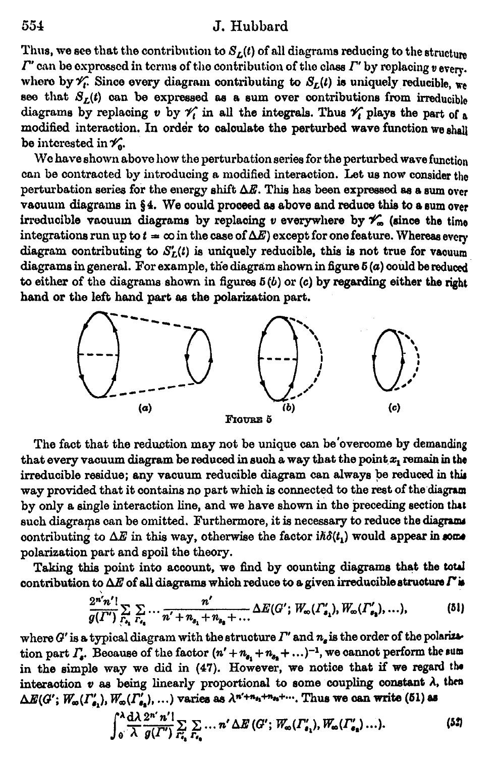Thus, we see that the contribution to $S_L(t)$ of all diagrams reducing to the structure $\Gamma''$ can be expressed in terms of the contribution of the class $\Gamma''$ by replacing $v$ everywhere by $\mathscr{V}_t$. Since every diagram contributing to $S_L(t)$ is uniquely reducible, we see that $S_L(t)$ can be expressed as a sum over contributions from irreducible diagrams by replacing $v$ by $\mathscr{V}_t$ in all the integrals. Thus $\mathscr{V}_t$ plays the part of a modified interaction. In order to calculate the perturbed wave function we shall be interested in $\mathscr{V}_0$.

We have shown above how the perturbation series for the perturbed wave function can be contracted by introducing a modified interaction. Let us now consider the perturbation series for the energy shift $\Delta E$. This has been expressed as a sum over vacuum diagrams in §4. We could proceed as above and reduce this to a sum over irreducible vacuum diagrams by replacing $v$ everywhere by $\mathscr{V}_\infty$ (since the time integrations run up to $t = \infty$ in the case of $\Delta E$) except for one feature. Whereas every diagram contributing to $S_L'(t)$ is uniquely reducible, this is not true for vacuum diagrams in general. For example, the diagram shown in figure 5 (*a*) could be reduced to either of the diagrams shown in figures 5 (*b*) or (*c*) by regarding either the right hand or the left hand part as the polarization part.

(*a*) (*b*) (*c*)

FIGURE 5

The fact that the reduction may not be unique can be overcome by demanding that every vacuum diagram be reduced in such a way that the point $x_1$ remain in the irreducible residue; any vacuum reducible diagram can always be reduced in this way provided that it contains no part which is connected to the rest of the diagram by only a single interaction line, and we have shown in the preceding section that such diagrams can be omitted. Furthermore, it is necessary to reduce the diagrams contributing to $\Delta E$ in this way, otherwise the factor $i\hbar\delta(t_1)$ would appear in some polarization part and spoil the theory.

Taking this point into account, we find by counting diagrams that the total contribution to $\Delta E$ of all diagrams which reduce to a given irreducible structure $\Gamma''$ is

$$\frac{2^{n'}n'!}{g(\Gamma'')}\sum_{\Gamma_{s_1}}\sum_{\Gamma_{s_2}}\cdots\frac{n'}{n'+n_{s_1}+n_{s_2}+\cdots}\Delta E(G';\,W_\infty(\Gamma'_{s_1}),W_\infty(\Gamma'_{s_2}),\ldots), \tag{51}$$

where $G'$ is a typical diagram with the structure $\Gamma''$ and $n_s$ is the order of the polarization part $\Gamma_s$. Because of the factor $(n'+n_{s_1}+n_{s_2}+\ldots)^{-1}$, we cannot perform the sum in the simple way we did in (47). However, we notice that if we regard the interaction $v$ as being linearly proportional to some coupling constant $\lambda$, then $\Delta E(G';\,W_\infty(\Gamma'_{s_1}),W_\infty(\Gamma'_{s_2}),\ldots)$ varies as $\lambda^{n'+n_{s_1}+n_{s_2}+\cdots}$. Thus we can write (51) as

$$\int_0^\lambda\frac{d\lambda}{\lambda}\frac{2^{n'}n'!}{g(\Gamma'')}\sum_{\Gamma'_{s_1}}\sum_{\Gamma'_{s_2}}\cdots n'\,\Delta E(G';\,W_\infty(\Gamma'_{s_1}),W_\infty(\Gamma'_{s_2})\ldots). \tag{52}$$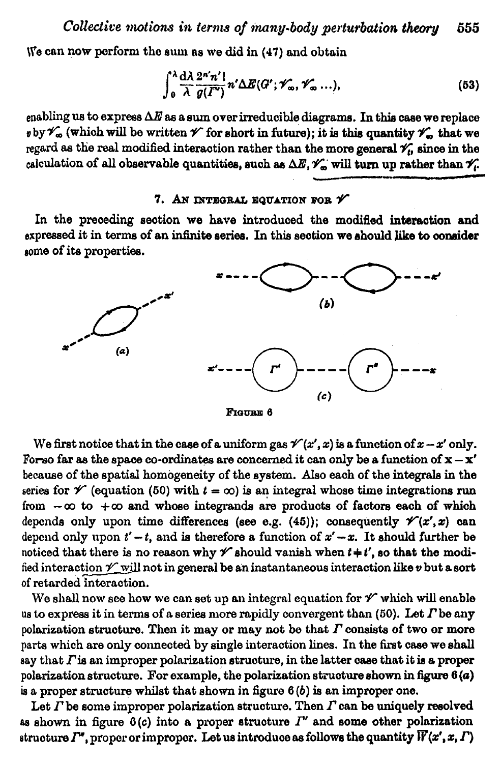We can now perform the sum as we did in (47) and obtain

$$\int_0^\lambda \frac{d\lambda}{\lambda}\frac{2^{n'}n'!}{g(\Gamma')} n' \Delta E(G'; \mathscr{V}_\infty, \mathscr{V}_\infty \ldots), \tag{53}$$

enabling us to express $\Delta E$ as a sum over irreducible diagrams. In this case we replace $v$ by $\mathscr{V}_\infty$ (which will be written $\mathscr{V}$ for short in future); it is this quantity $\mathscr{V}_\infty$ that we regard as the real modified interaction rather than the more general $\mathscr{V}_t$, since in the calculation of all observable quantities, such as $\Delta E$, $\mathscr{V}_\infty$ will turn up rather than $\mathscr{V}_t$.

## 7. An integral equation for $\mathscr{V}$

In the preceding section we have introduced the modified interaction and expressed it in terms of an infinite series. In this section we should like to consider some of its properties.

(a) (b) (c)

Figure 6

We first notice that in the case of a uniform gas $\mathscr{V}(x', x)$ is a function of $x - x'$ only. For so far as the space co-ordinates are concerned it can only be a function of $\mathbf{x} - \mathbf{x}'$ because of the spatial homogeneity of the system. Also each of the integrals in the series for $\mathscr{V}$ (equation (50) with $t = \infty$) is an integral whose time integrations run from $-\infty$ to $+\infty$ and whose integrands are products of factors each of which depends only upon time differences (see e.g. (45)); consequently $\mathscr{V}(x', x)$ can depend only upon $t' - t$, and is therefore a function of $x' - x$. It should further be noticed that there is no reason why $\mathscr{V}$ should vanish when $t \neq t'$, so that the modified interaction $\mathscr{V}$ will not in general be an instantaneous interaction like $v$ but a sort of retarded interaction.

We shall now see how we can set up an integral equation for $\mathscr{V}$ which will enable us to express it in terms of a series more rapidly convergent than (50). Let $\Gamma$ be any polarization structure. Then it may or may not be that $\Gamma$ consists of two or more parts which are only connected by single interaction lines. In the first case we shall say that $\Gamma$ is an improper polarization structure, in the latter case that it is a proper polarization structure. For example, the polarization structure shown in figure 6 (a) is a proper structure whilst that shown in figure 6 (b) is an improper one.

Let $\Gamma$ be some improper polarization structure. Then $\Gamma$ can be uniquely resolved as shown in figure 6 (c) into a proper structure $\Gamma'$ and some other polarization structure $\Gamma''$, proper or improper. Let us introduce as follows the quantity $W(x', x, \Gamma)$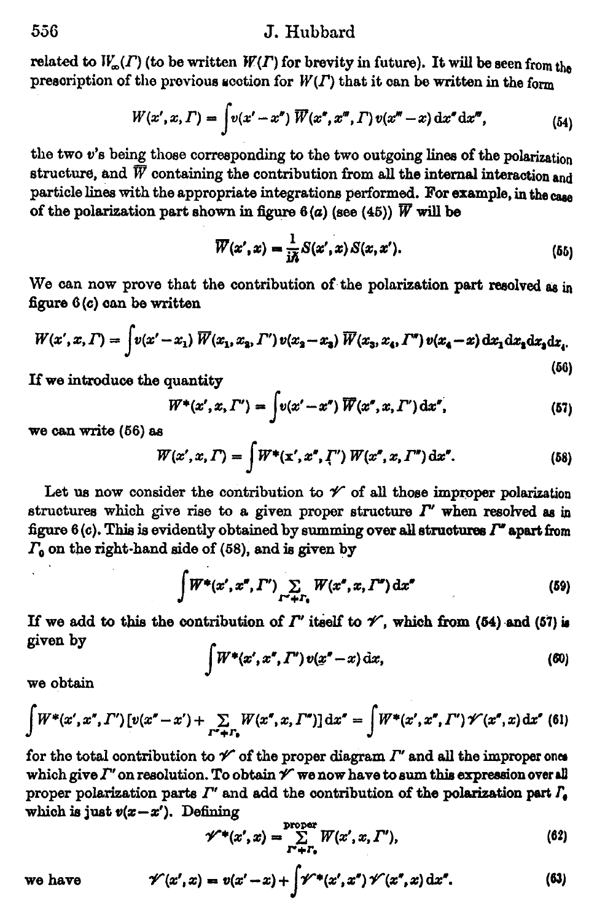related to $W_\infty(\Gamma)$ (to be written $W(\Gamma)$ for brevity in future). It will be seen from the prescription of the previous section for $W(\Gamma)$ that it can be written in the form

$$W(x', x, \Gamma) = \int v(x' - x'') \, \overline{W}(x'', x''', \Gamma) \, v(x''' - x) \, \mathrm{d}x'' \, \mathrm{d}x''', \tag{54}$$

the two $v$'s being those corresponding to the two outgoing lines of the polarization structure, and $\overline{W}$ containing the contribution from all the internal interaction and particle lines with the appropriate integrations performed. For example, in the case of the polarization part shown in figure 6 (*a*) (see (45)) $\overline{W}$ will be

$$\overline{W}(x', x) = \frac{1}{i\hbar} S(x', x) \, S(x, x'). \tag{55}$$

We can now prove that the contribution of the polarization part resolved as in figure 6 (*c*) can be written

$$W(x', x, \Gamma) = \int v(x' - x_1) \, \overline{W}(x_1, x_2, \Gamma') \, v(x_2 - x_3) \, \overline{W}(x_3, x_4, \Gamma'') \, v(x_4 - x) \, \mathrm{d}x_1 \, \mathrm{d}x_2 \, \mathrm{d}x_3 \, \mathrm{d}x_4. \tag{56}$$

If we introduce the quantity

$$W^*(x', x, \Gamma') = \int v(x' - x'') \, \overline{W}(x'', x, \Gamma') \, \mathrm{d}x'', \tag{57}$$

we can write (56) as

$$W(x', x, \Gamma) = \int W^*(x', x'', \Gamma') \, W(x'', x, \Gamma'') \, \mathrm{d}x''. \tag{58}$$

Let us now consider the contribution to $\mathscr{V}$ of all those improper polarization structures which give rise to a given proper structure $\Gamma'$ when resolved as in figure 6 (*c*). This is evidently obtained by summing over all structures $\Gamma''$ apart from $\Gamma_0$ on the right-hand side of (58), and is given by

$$\int W^*(x', x'', \Gamma') \sum_{\Gamma'' \neq \Gamma_0} W(x'', x, \Gamma'') \, \mathrm{d}x'' \tag{59}$$

If we add to this the contribution of $\Gamma'$ itself to $\mathscr{V}$, which from (54) and (57) is given by

$$\int W^*(x', x'', \Gamma') \, v(x'' - x) \, \mathrm{d}x, \tag{60}$$

we obtain

$$\int W^*(x', x'', \Gamma') \left[ v(x'' - x') + \sum_{\Gamma'' \neq \Gamma_0} W(x'', x, \Gamma'') \right] \mathrm{d}x'' = \int W^*(x', x'', \Gamma') \, \mathscr{V}(x'', x) \, \mathrm{d}x'' \tag{61}$$

for the total contribution to $\mathscr{V}$ of the proper diagram $\Gamma'$ and all the improper ones which give $\Gamma'$ on resolution. To obtain $\mathscr{V}$ we now have to sum this expression over all proper polarization parts $\Gamma'$ and add the contribution of the polarization part $\Gamma_0$ which is just $v(x - x')$. Defining

$$\mathscr{V}^*(x', x) = \sum_{\Gamma' \neq \Gamma_0}^{\text{proper}} W(x', x, \Gamma'), \tag{62}$$

we have

$$\mathscr{V}(x', x) = v(x' - x) + \int \mathscr{V}^*(x', x'') \, \mathscr{V}(x'', x) \, \mathrm{d}x''. \tag{63}$$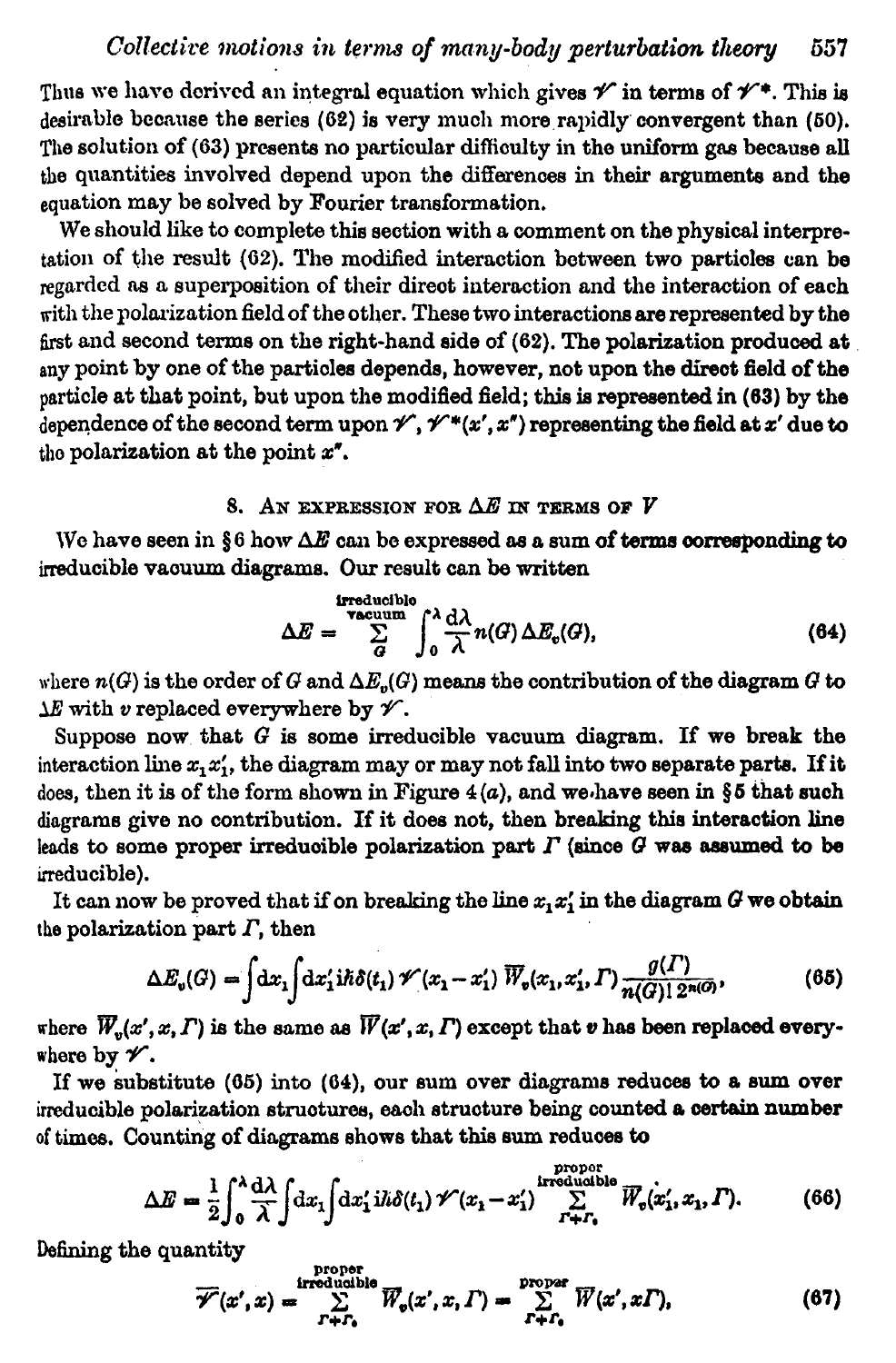Thus we have derived an integral equation which gives $\mathscr{V}$ in terms of $\mathscr{V}^*$. This is desirable because the series (62) is very much more rapidly convergent than (50). The solution of (63) presents no particular difficulty in the uniform gas because all the quantities involved depend upon the differences in their arguments and the equation may be solved by Fourier transformation.

We should like to complete this section with a comment on the physical interpretation of the result (62). The modified interaction between two particles can be regarded as a superposition of their direct interaction and the interaction of each with the polarization field of the other. These two interactions are represented by the first and second terms on the right-hand side of (62). The polarization produced at any point by one of the particles depends, however, not upon the direct field of the particle at that point, but upon the modified field; this is represented in (63) by the dependence of the second term upon $\mathscr{V}$, $\mathscr{V}^*(x', x'')$ representing the field at $x'$ due to the polarization at the point $x''$.

## 8. An expression for $\Delta E$ in terms of $V$

We have seen in § 6 how $\Delta E$ can be expressed as a sum of terms corresponding to irreducible vacuum diagrams. Our result can be written

$$\Delta E = \sum_{G}^{\substack{\text{irreducible} \\ \text{vacuum}}} \int_0^{\lambda} \frac{d\lambda}{\lambda} n(G) \Delta E_v(G), \tag{64}$$

where $n(G)$ is the order of $G$ and $\Delta E_v(G)$ means the contribution of the diagram $G$ to $\Delta E$ with $v$ replaced everywhere by $\mathscr{V}$.

Suppose now that $G$ is some irreducible vacuum diagram. If we break the interaction line $x_1 x_1'$, the diagram may or may not fall into two separate parts. If it does, then it is of the form shown in Figure 4(*a*), and we have seen in § 5 that such diagrams give no contribution. If it does not, then breaking this interaction line leads to some proper irreducible polarization part $\Gamma$ (since $G$ was assumed to be irreducible).

It can now be proved that if on breaking the line $x_1 x_1'$ in the diagram $G$ we obtain the polarization part $\Gamma$, then

$$\Delta E_v(G) = \int dx_1 \int dx_1' i\hbar\delta(t_1) \mathscr{V}(x_1 - x_1') \overline{W}_v(x_1, x_1', \Gamma) \frac{g(\Gamma)}{n(G)!\, 2^{n(G)}}, \tag{65}$$

where $\overline{W}_v(x', x, \Gamma)$ is the same as $\overline{W}(x', x, \Gamma)$ except that $v$ has been replaced everywhere by $\mathscr{V}$.

If we substitute (65) into (64), our sum over diagrams reduces to a sum over irreducible polarization structures, each structure being counted a certain number of times. Counting of diagrams shows that this sum reduces to

$$\Delta E = \frac{1}{2} \int_0^{\lambda} \frac{d\lambda}{\lambda} \int dx_1 \int dx_1' i\hbar\delta(t_1) \mathscr{V}(x_1 - x_1') \sum_{\Gamma \neq \Gamma_0}^{\substack{\text{proper} \\ \text{irreducible}}} \overline{W}_v(x_1', x_1, \Gamma). \tag{66}$$

Defining the quantity

$$\overline{\mathscr{V}}(x', x) = \sum_{\Gamma \neq \Gamma_0}^{\substack{\text{proper} \\ \text{irreducible}}} \overline{W}_v(x', x, \Gamma) = \sum_{\Gamma \neq \Gamma_0}^{\text{proper}} \overline{W}(x', x\Gamma), \tag{67}$$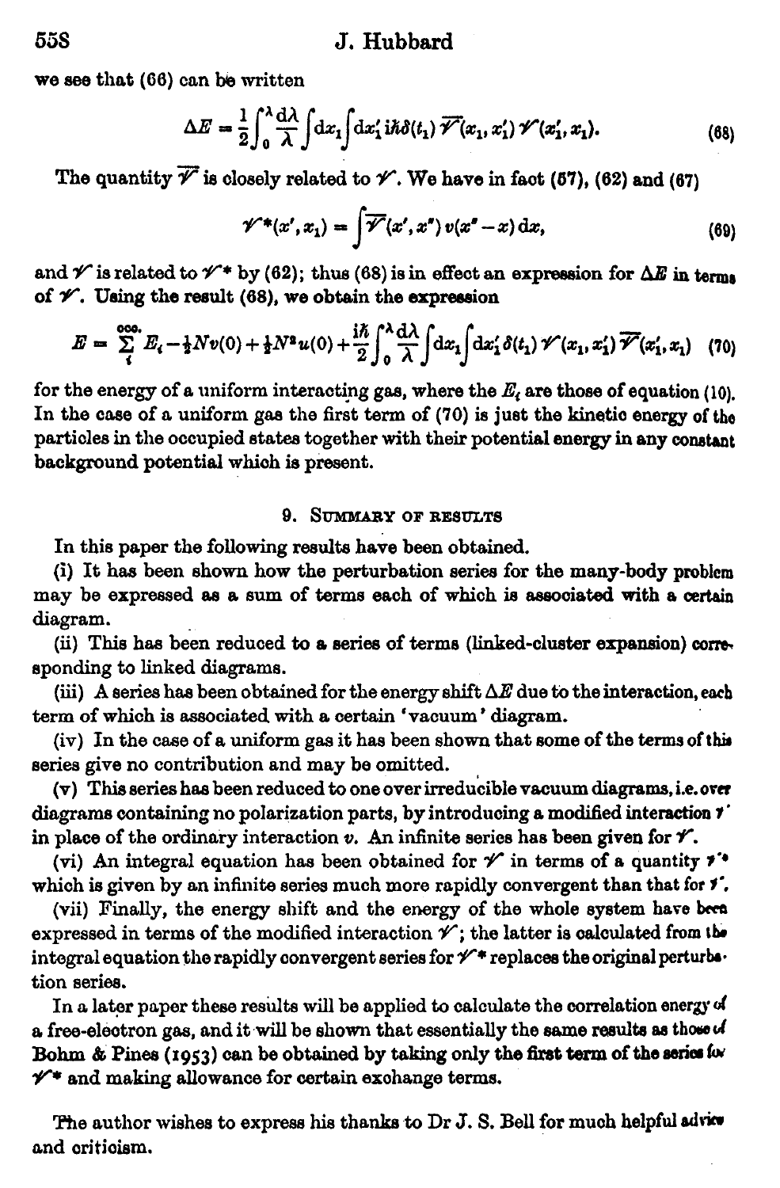we see that (66) can be written

$$\Delta E = \frac{1}{2}\int_0^\lambda \frac{d\lambda}{\lambda}\int dx_1 \int dx_1' \, i\hbar\delta(t_1)\, \overline{\mathscr{V}}(x_1, x_1')\, \mathscr{V}(x_1', x_1). \tag{68}$$

The quantity $\overline{\mathscr{V}}$ is closely related to $\mathscr{V}$. We have in fact (67), (62) and (67)

$$\mathscr{V}^*(x', x_1) = \int \overline{\mathscr{V}}(x', x'')\, v(x'' - x)\, dx, \tag{69}$$

and $\mathscr{V}$ is related to $\mathscr{V}^*$ by (62); thus (68) is in effect an expression for $\Delta E$ in terms of $\mathscr{V}$. Using the result (68), we obtain the expression

$$E = \sum_i^{\text{occ.}} E_i - \tfrac{1}{2}Nv(0) + \tfrac{1}{2}N^2u(0) + \frac{i\hbar}{2}\int_0^\lambda \frac{d\lambda}{\lambda}\int dx_1 \int dx_1' \, \delta(t_1)\, \mathscr{V}(x_1, x_1')\, \overline{\mathscr{V}}(x_1', x_1) \tag{70}$$

for the energy of a uniform interacting gas, where the $E_i$ are those of equation (10). In the case of a uniform gas the first term of (70) is just the kinetic energy of the particles in the occupied states together with their potential energy in any constant background potential which is present.

## 9. Summary of results

In this paper the following results have been obtained.

(i) It has been shown how the perturbation series for the many-body problem may be expressed as a sum of terms each of which is associated with a certain diagram.

(ii) This has been reduced to a series of terms (linked-cluster expansion) corresponding to linked diagrams.

(iii) A series has been obtained for the energy shift $\Delta E$ due to the interaction, each term of which is associated with a certain 'vacuum' diagram.

(iv) In the case of a uniform gas it has been shown that some of the terms of this series give no contribution and may be omitted.

(v) This series has been reduced to one over irreducible vacuum diagrams, i.e. over diagrams containing no polarization parts, by introducing a modified interaction $\mathscr{V}$ in place of the ordinary interaction $v$. An infinite series has been given for $\mathscr{V}$.

(vi) An integral equation has been obtained for $\mathscr{V}$ in terms of a quantity $\mathscr{V}^*$ which is given by an infinite series much more rapidly convergent than that for $\mathscr{V}$.

(vii) Finally, the energy shift and the energy of the whole system have been expressed in terms of the modified interaction $\mathscr{V}$; the latter is calculated from the integral equation the rapidly convergent series for $\mathscr{V}^*$ replaces the original perturbation series.

In a later paper these results will be applied to calculate the correlation energy of a free-electron gas, and it will be shown that essentially the same results as those of Bohm & Pines (1953) can be obtained by taking only the first term of the series for $\mathscr{V}^*$ and making allowance for certain exchange terms.

The author wishes to express his thanks to Dr J. S. Bell for much helpful advice and criticism.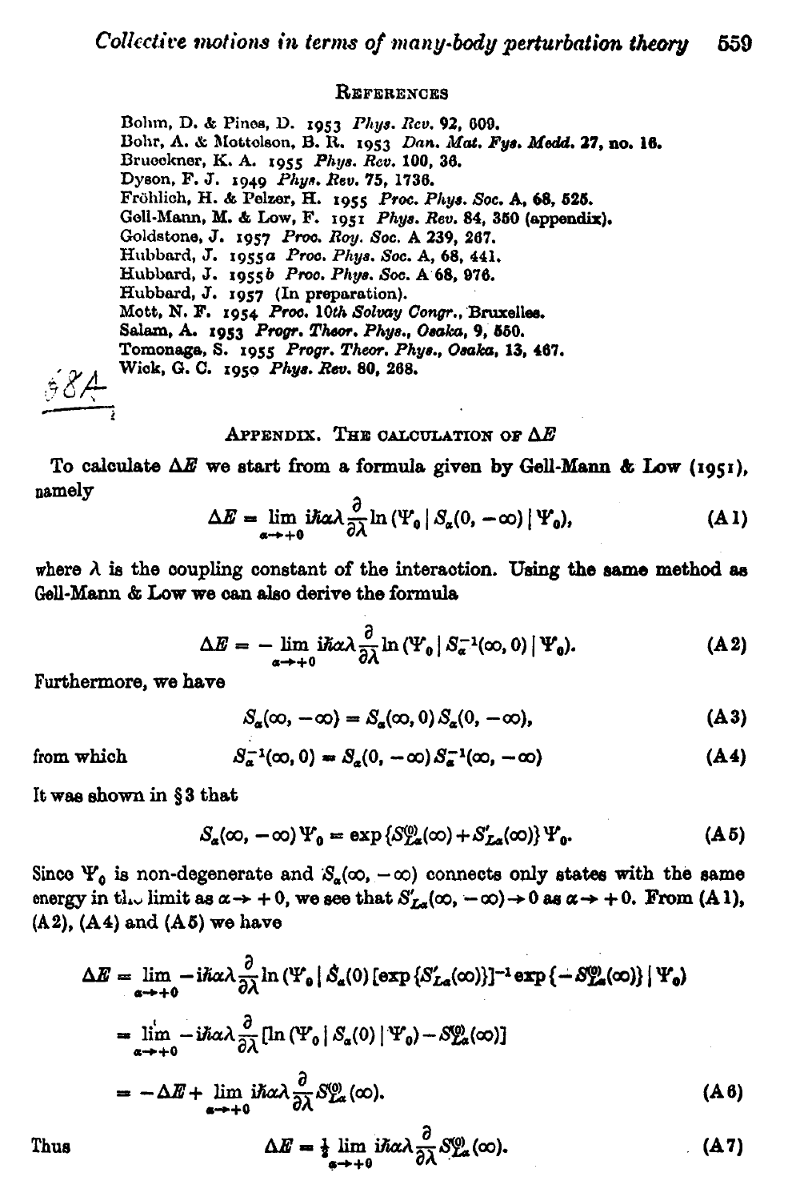## References

Bohm, D. & Pines, D. 1953 *Phys. Rev.* **92**, 609.
Bohr, A. & Mottelson, B. R. 1953 *Dan. Mat. Fys. Medd.* **27**, no. 16.
Brueckner, K. A. 1955 *Phys. Rev.* **100**, 36.
Dyson, F. J. 1949 *Phys. Rev.* **75**, 1736.
Fröhlich, H. & Pelzer, H. 1955 *Proc. Phys. Soc.* A, **68**, 525.
Gell-Mann, M. & Low, F. 1951 *Phys. Rev.* **84**, 350 (appendix).
Goldstone, J. 1957 *Proc. Roy. Soc.* A **239**, 267.
Hubbard, J. 1955*a* *Proc. Phys. Soc.* A, **68**, 441.
Hubbard, J. 1955*b* *Proc. Phys. Soc.* A **68**, 976.
Hubbard, J. 1957 (In preparation).
Mott, N. F. 1954 *Proc. 10th Solvay Congr.*, Bruxelles.
Salam, A. 1953 *Progr. Theor. Phys., Osaka*, **9**, 550.
Tomonaga, S. 1955 *Progr. Theor. Phys., Osaka*, **13**, 467.
Wick, G. C. 1950 *Phys. Rev.* **80**, 268.

## Appendix. The calculation of $\Delta E$

To calculate $\Delta E$ we start from a formula given by Gell-Mann & Low (1951), namely

$$\Delta E = \lim_{\alpha \to +0} i\hbar\alpha\lambda \frac{\partial}{\partial\lambda} \ln(\Psi_0 \,|\, S_\alpha(0, -\infty) \,|\, \Psi_0), \tag{A 1}$$

where $\lambda$ is the coupling constant of the interaction. Using the same method as Gell-Mann & Low we can also derive the formula

$$\Delta E = -\lim_{\alpha \to +0} i\hbar\alpha\lambda \frac{\partial}{\partial\lambda} \ln(\Psi_0 \,|\, S_\alpha^{-1}(\infty, 0) \,|\, \Psi_0). \tag{A 2}$$

Furthermore, we have

$$S_\alpha(\infty, -\infty) = S_\alpha(\infty, 0)\, S_\alpha(0, -\infty), \tag{A 3}$$

from which

$$S_\alpha^{-1}(\infty, 0) = S_\alpha(0, -\infty)\, S_\alpha^{-1}(\infty, -\infty) \tag{A 4}$$

It was shown in §3 that

$$S_\alpha(\infty, -\infty)\Psi_0 = \exp\{S_{L\alpha}^{(0)}(\infty) + S'_{L\alpha}(\infty)\}\Psi_0. \tag{A 5}$$

Since $\Psi_0$ is non-degenerate and $S_\alpha(\infty, -\infty)$ connects only states with the same energy in the limit as $\alpha \to +0$, we see that $S'_{L\alpha}(\infty, -\infty) \to 0$ as $\alpha \to +0$. From (A 1), (A 2), (A 4) and (A 5) we have

$$\begin{aligned}
\Delta E &= \lim_{\alpha \to +0} -i\hbar\alpha\lambda \frac{\partial}{\partial\lambda} \ln(\Psi_0 \,|\, S_\alpha(0)\,[\exp\{S'_{L\alpha}(\infty)\}]^{-1} \exp\{-S_{L\alpha}^{(0)}(\infty)\} \,|\, \Psi_0) \\
&= \lim_{\alpha \to +0} -i\hbar\alpha\lambda \frac{\partial}{\partial\lambda} [\ln(\Psi_0 \,|\, S_\alpha(0) \,|\, \Psi_0) - S_{L\alpha}^{(0)}(\infty)] \\
&= -\Delta E + \lim_{\alpha \to +0} i\hbar\alpha\lambda \frac{\partial}{\partial\lambda} S_{L\alpha}^{(0)}(\infty).
\end{aligned} \tag{A 6}$$

Thus

$$\Delta E = \tfrac{1}{2} \lim_{\alpha \to +0} i\hbar\alpha\lambda \frac{\partial}{\partial\lambda} S_{L\alpha}^{(0)}(\infty). \tag{A 7}$$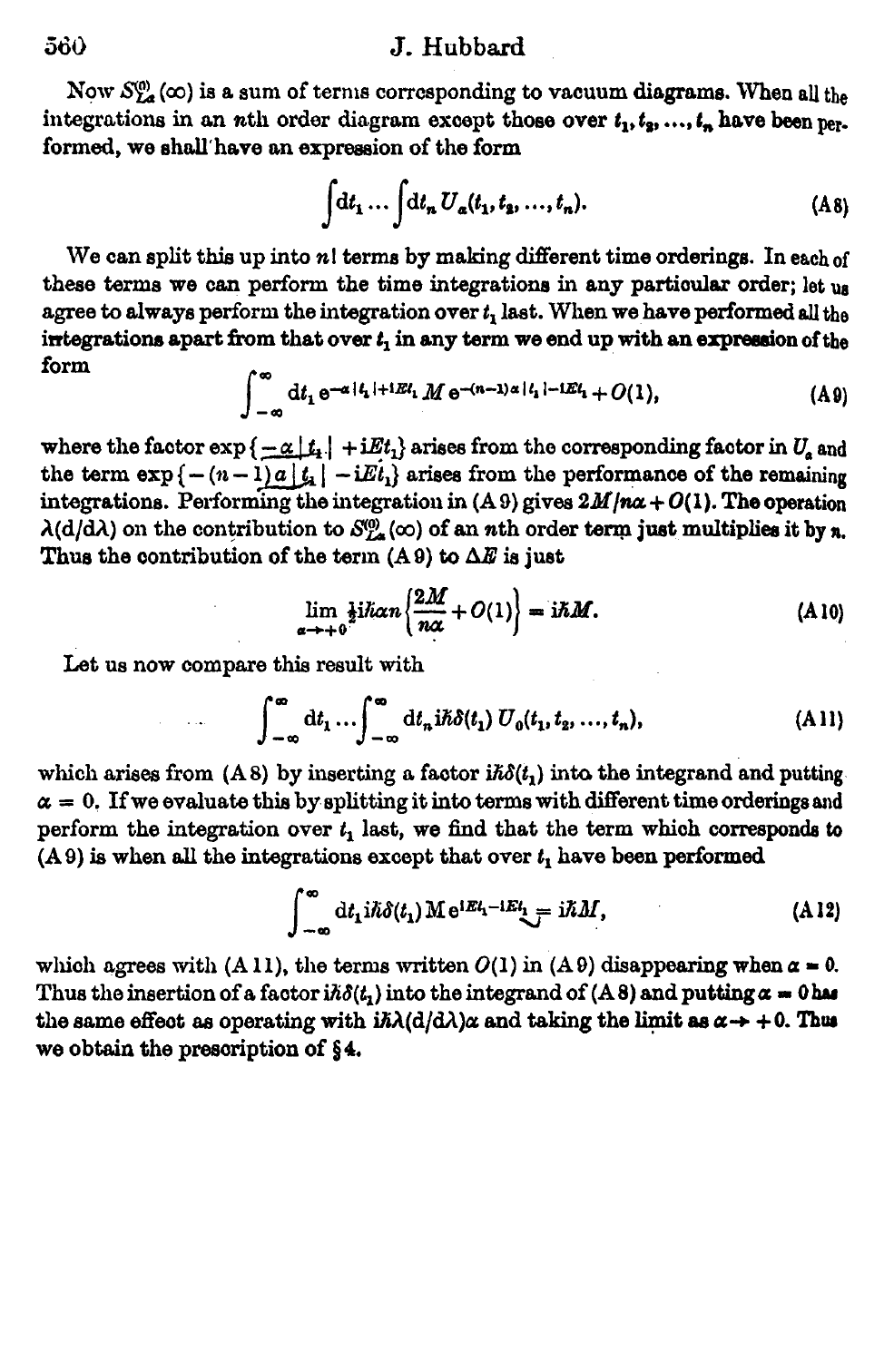Now $S_{La}^{(0)}(\infty)$ is a sum of terms corresponding to vacuum diagrams. When all the integrations in an $n$th order diagram except those over $t_1, t_2, \ldots, t_n$ have been performed, we shall have an expression of the form

$$\int \mathrm{d}t_1 \ldots \int \mathrm{d}t_n \, U_\alpha(t_1, t_2, \ldots, t_n). \tag{A 8}$$

We can split this up into $n!$ terms by making different time orderings. In each of these terms we can perform the time integrations in any particular order; let us agree to always perform the integration over $t_1$ last. When we have performed all the integrations apart from that over $t_1$ in any term we end up with an expression of the form

$$\int_{-\infty}^{\infty} \mathrm{d}t_1 \, \mathrm{e}^{-\alpha|t_1| + \mathrm{i}Et_1} M \, \mathrm{e}^{-(n-1)\alpha|t_1| - \mathrm{i}Et_1} + O(1), \tag{A 9}$$

where the factor $\exp\{-\alpha|t_1| + \mathrm{i}Et_1\}$ arises from the corresponding factor in $U_\alpha$ and the term $\exp\{-(n-1)\alpha|t_1| - \mathrm{i}Et_1\}$ arises from the performance of the remaining integrations. Performing the integration in (A 9) gives $2M/n\alpha + O(1)$. The operation $\lambda(\mathrm{d}/\mathrm{d}\lambda)$ on the contribution to $S_{La}^{(0)}(\infty)$ of an $n$th order term just multiplies it by $n$. Thus the contribution of the term (A 9) to $\Delta E$ is just

$$\lim_{\alpha \to +0} \tfrac{1}{2} \mathrm{i}\hbar\alpha n \left\{ \frac{2M}{n\alpha} + O(1) \right\} = \mathrm{i}\hbar M. \tag{A 10}$$

Let us now compare this result with

$$\int_{-\infty}^{\infty} \mathrm{d}t_1 \ldots \int_{-\infty}^{\infty} \mathrm{d}t_n \, \mathrm{i}\hbar\delta(t_1) \, U_0(t_1, t_2, \ldots, t_n), \tag{A 11}$$

which arises from (A 8) by inserting a factor $\mathrm{i}\hbar\delta(t_1)$ into the integrand and putting $\alpha = 0$. If we evaluate this by splitting it into terms with different time orderings and perform the integration over $t_1$ last, we find that the term which corresponds to (A 9) is when all the integrations except that over $t_1$ have been performed

$$\int_{-\infty}^{\infty} \mathrm{d}t_1 \, \mathrm{i}\hbar\delta(t_1) \, M \, \mathrm{e}^{\mathrm{i}Et_1 - \mathrm{i}Et_1} = \mathrm{i}\hbar M, \tag{A 12}$$

which agrees with (A 11), the terms written $O(1)$ in (A 9) disappearing when $\alpha = 0$. Thus the insertion of a factor $\mathrm{i}\hbar\delta(t_1)$ into the integrand of (A 8) and putting $\alpha = 0$ has the same effect as operating with $\mathrm{i}\hbar\lambda(\mathrm{d}/\mathrm{d}\lambda)\alpha$ and taking the limit as $\alpha \to +0$. Thus we obtain the prescription of § 4.